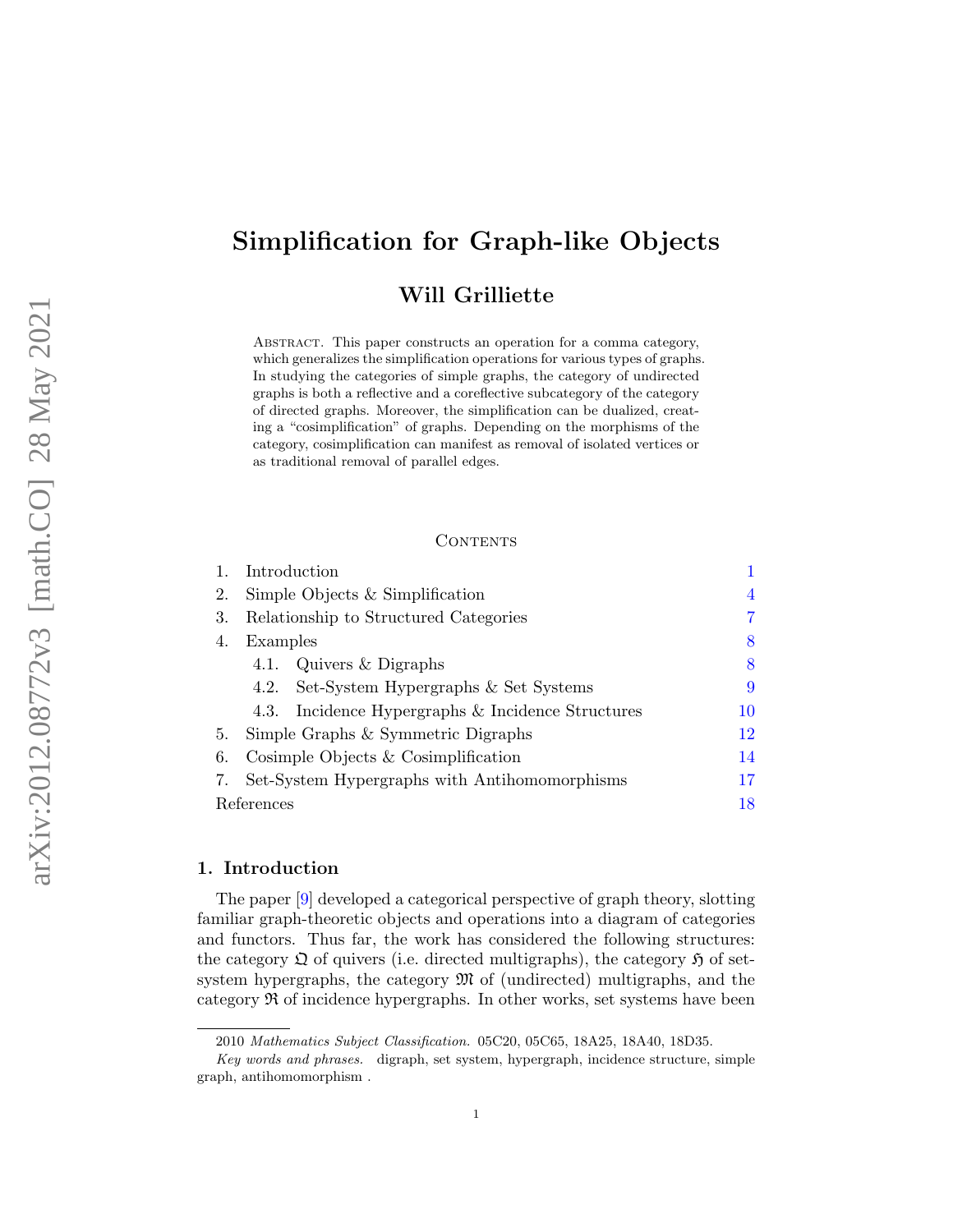# Simplification for Graph-like Objects

## Will Grilliette

Abstract. This paper constructs an operation for a comma category, which generalizes the simplification operations for various types of graphs. In studying the categories of simple graphs, the category of undirected graphs is both a reflective and a coreflective subcategory of the category of directed graphs. Moreover, the simplification can be dualized, creating a "cosimplification" of graphs. Depending on the morphisms of the category, cosimplification can manifest as removal of isolated vertices or as traditional removal of parallel edges.

### Contents

| | | |
|---|---|---|
| 1. | Introduction | 1 |
| 2. | Simple Objects & Simplification | 4 |
| 3. | Relationship to Structured Categories | 7 |
| 4. | Examples | 8 |
| 4.1. | Quivers & Digraphs | 8 |
| 4.2. | Set-System Hypergraphs & Set Systems | 9 |
| 4.3. | Incidence Hypergraphs & Incidence Structures | 10 |
| 5. | Simple Graphs & Symmetric Digraphs | 12 |
| 6. | Cosimple Objects & Cosimplification | 14 |
| 7. | Set-System Hypergraphs with Antihomomorphisms | 17 |
| | References | 18 |

## 1. Introduction

The paper [9] developed a categorical perspective of graph theory, slotting familiar graph-theoretic objects and operations into a diagram of categories and functors. Thus far, the work has considered the following structures: the category $\mathfrak{Q}$ of quivers (i.e. directed multigraphs), the category $\mathfrak{H}$ of set-system hypergraphs, the category $\mathfrak{M}$ of (undirected) multigraphs, and the category $\mathfrak{R}$ of incidence hypergraphs. In other works, set systems have been

2010 *Mathematics Subject Classification.* 05C20, 05C65, 18A25, 18A40, 18D35.

*Key words and phrases.* digraph, set system, hypergraph, incidence structure, simple graph, antihomomorphism .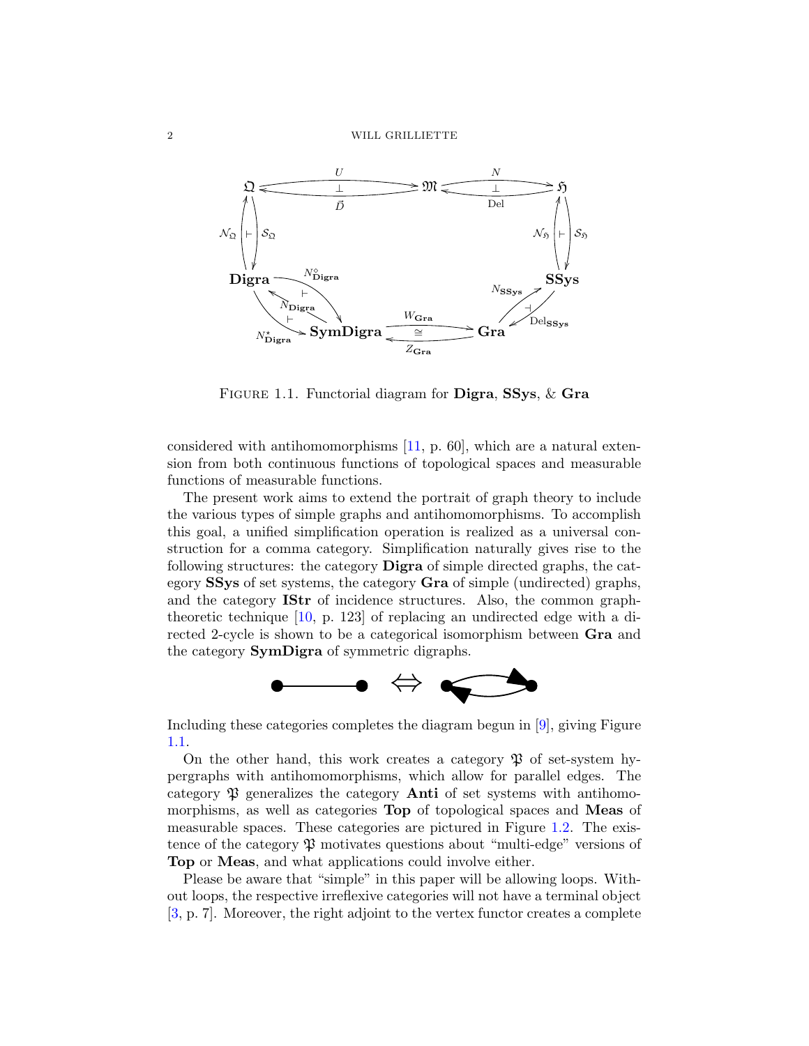FIGURE 1.1. Functorial diagram for **Digra**, **SSys**, & **Gra**

considered with antihomomorphisms [11, p. 60], which are a natural extension from both continuous functions of topological spaces and measurable functions of measurable functions.

The present work aims to extend the portrait of graph theory to include the various types of simple graphs and antihomomorphisms. To accomplish this goal, a unified simplification operation is realized as a universal construction for a comma category. Simplification naturally gives rise to the following structures: the category **Digra** of simple directed graphs, the category **SSys** of set systems, the category **Gra** of simple (undirected) graphs, and the category **IStr** of incidence structures. Also, the common graph-theoretic technique [10, p. 123] of replacing an undirected edge with a directed 2-cycle is shown to be a categorical isomorphism between **Gra** and the category **SymDigra** of symmetric digraphs.

Including these categories completes the diagram begun in [9], giving Figure 1.1.

On the other hand, this work creates a category $\mathfrak{P}$ of set-system hypergraphs with antihomomorphisms, which allow for parallel edges. The category $\mathfrak{P}$ generalizes the category **Anti** of set systems with antihomomorphisms, as well as categories **Top** of topological spaces and **Meas** of measurable spaces. These categories are pictured in Figure 1.2. The existence of the category $\mathfrak{P}$ motivates questions about "multi-edge" versions of **Top** or **Meas**, and what applications could involve either.

Please be aware that "simple" in this paper will be allowing loops. Without loops, the respective irreflexive categories will not have a terminal object [3, p. 7]. Moreover, the right adjoint to the vertex functor creates a complete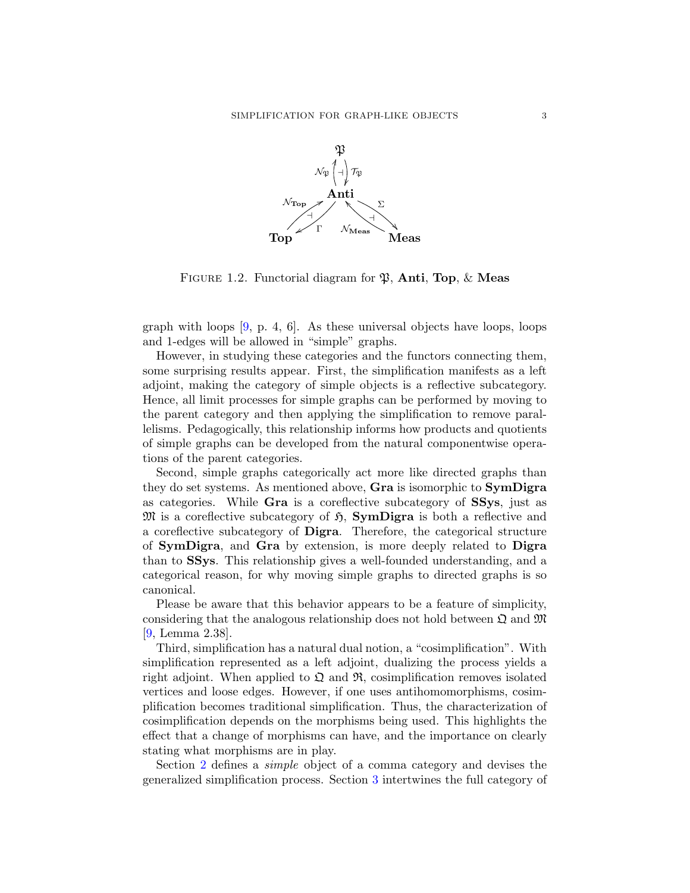FIGURE 1.2. Functorial diagram for $\mathfrak{P}$, **Anti**, **Top**, & **Meas**

graph with loops [9, p. 4, 6]. As these universal objects have loops, loops and 1-edges will be allowed in "simple" graphs.

However, in studying these categories and the functors connecting them, some surprising results appear. First, the simplification manifests as a left adjoint, making the category of simple objects is a reflective subcategory. Hence, all limit processes for simple graphs can be performed by moving to the parent category and then applying the simplification to remove parallelisms. Pedagogically, this relationship informs how products and quotients of simple graphs can be developed from the natural componentwise operations of the parent categories.

Second, simple graphs categorically act more like directed graphs than they do set systems. As mentioned above, **Gra** is isomorphic to **SymDigra** as categories. While **Gra** is a coreflective subcategory of **SSys**, just as $\mathfrak{M}$ is a coreflective subcategory of $\mathfrak{H}$, **SymDigra** is both a reflective and a coreflective subcategory of **Digra**. Therefore, the categorical structure of **SymDigra**, and **Gra** by extension, is more deeply related to **Digra** than to **SSys**. This relationship gives a well-founded understanding, and a categorical reason, for why moving simple graphs to directed graphs is so canonical.

Please be aware that this behavior appears to be a feature of simplicity, considering that the analogous relationship does not hold between $\mathfrak{Q}$ and $\mathfrak{M}$ [9, Lemma 2.38].

Third, simplification has a natural dual notion, a "cosimplification". With simplification represented as a left adjoint, dualizing the process yields a right adjoint. When applied to $\mathfrak{Q}$ and $\mathfrak{R}$, cosimplification removes isolated vertices and loose edges. However, if one uses antihomomorphisms, cosimplification becomes traditional simplification. Thus, the characterization of cosimplification depends on the morphisms being used. This highlights the effect that a change of morphisms can have, and the importance on clearly stating what morphisms are in play.

Section 2 defines a *simple* object of a comma category and devises the generalized simplification process. Section 3 intertwines the full category of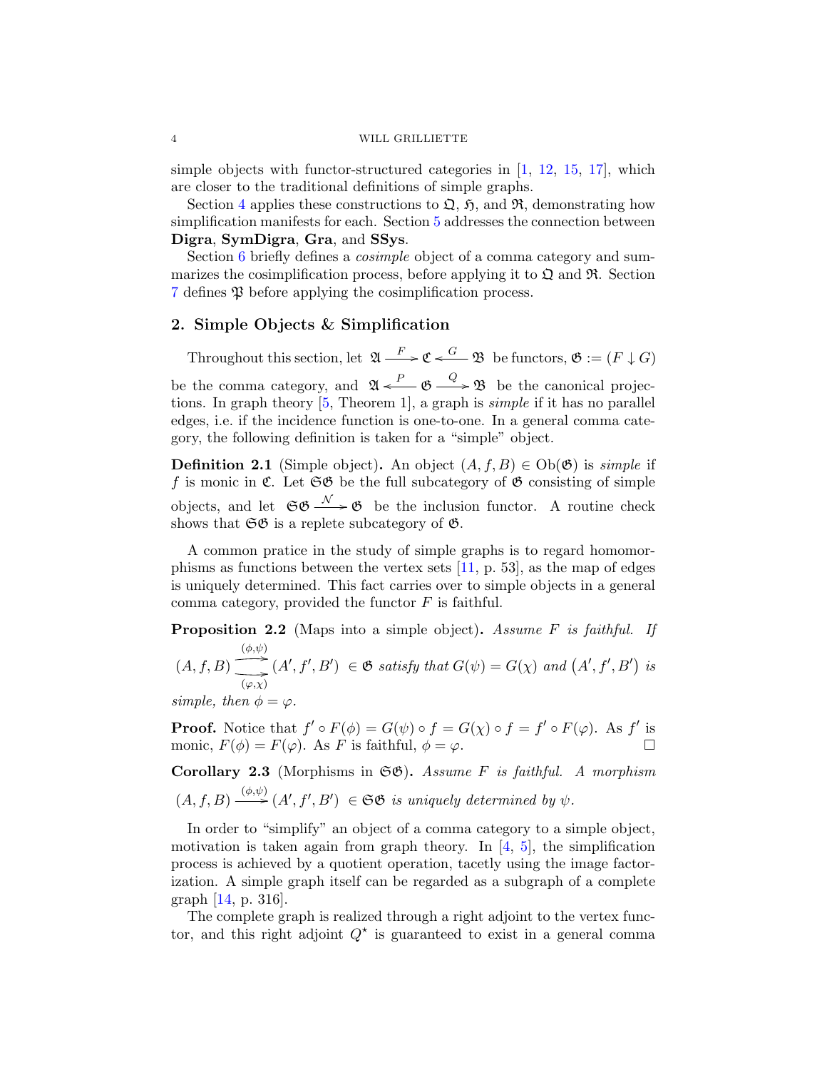simple objects with functor-structured categories in [1, 12, 15, 17], which are closer to the traditional definitions of simple graphs.

Section 4 applies these constructions to $\mathfrak{Q}$, $\mathfrak{H}$, and $\mathfrak{R}$, demonstrating how simplification manifests for each. Section 5 addresses the connection between **Digra**, **SymDigra**, **Gra**, and **SSys**.

Section 6 briefly defines a *cosimple* object of a comma category and summarizes the cosimplification process, before applying it to $\mathfrak{Q}$ and $\mathfrak{R}$. Section 7 defines $\mathfrak{P}$ before applying the cosimplification process.

## 2. Simple Objects & Simplification

Throughout this section, let $\mathfrak{A} \xrightarrow{F} \mathfrak{C} \xleftarrow{G} \mathfrak{B}$ be functors, $\mathfrak{G} := (F \downarrow G)$ be the comma category, and $\mathfrak{A} \xleftarrow{P} \mathfrak{G} \xrightarrow{Q} \mathfrak{B}$ be the canonical projections. In graph theory [5, Theorem 1], a graph is *simple* if it has no parallel edges, i.e. if the incidence function is one-to-one. In a general comma category, the following definition is taken for a "simple" object.

**Definition 2.1** (Simple object)**.** An object $(A, f, B) \in \mathrm{Ob}(\mathfrak{G})$ is *simple* if $f$ is monic in $\mathfrak{C}$. Let $\mathfrak{S}\mathfrak{G}$ be the full subcategory of $\mathfrak{G}$ consisting of simple objects, and let $\mathfrak{S}\mathfrak{G} \xrightarrow{\mathcal{N}} \mathfrak{G}$ be the inclusion functor. A routine check shows that $\mathfrak{S}\mathfrak{G}$ is a replete subcategory of $\mathfrak{G}$.

A common pratice in the study of simple graphs is to regard homomorphisms as functions between the vertex sets [11, p. 53], as the map of edges is uniquely determined. This fact carries over to simple objects in a general comma category, provided the functor $F$ is faithful.

**Proposition 2.2** (Maps into a simple object)**.** *Assume $F$ is faithful. If $(A, f, B) \underset{(\varphi,\chi)}{\overset{(\phi,\psi)}{\rightrightarrows}} (A', f', B') \in \mathfrak{G}$ satisfy that $G(\psi) = G(\chi)$ and $(A', f', B')$ is simple, then $\phi = \varphi$.*

**Proof.** Notice that $f' \circ F(\phi) = G(\psi) \circ f = G(\chi) \circ f = f' \circ F(\varphi)$. As $f'$ is monic, $F(\phi) = F(\varphi)$. As $F$ is faithful, $\phi = \varphi$. □

**Corollary 2.3** (Morphisms in $\mathfrak{S}\mathfrak{G}$)**.** *Assume $F$ is faithful. A morphism $(A, f, B) \xrightarrow{(\phi,\psi)} (A', f', B') \in \mathfrak{S}\mathfrak{G}$ is uniquely determined by $\psi$.*

In order to "simplify" an object of a comma category to a simple object, motivation is taken again from graph theory. In [4, 5], the simplification process is achieved by a quotient operation, tacetly using the image factorization. A simple graph itself can be regarded as a subgraph of a complete graph [14, p. 316].

The complete graph is realized through a right adjoint to the vertex functor, and this right adjoint $Q^{\star}$ is guaranteed to exist in a general comma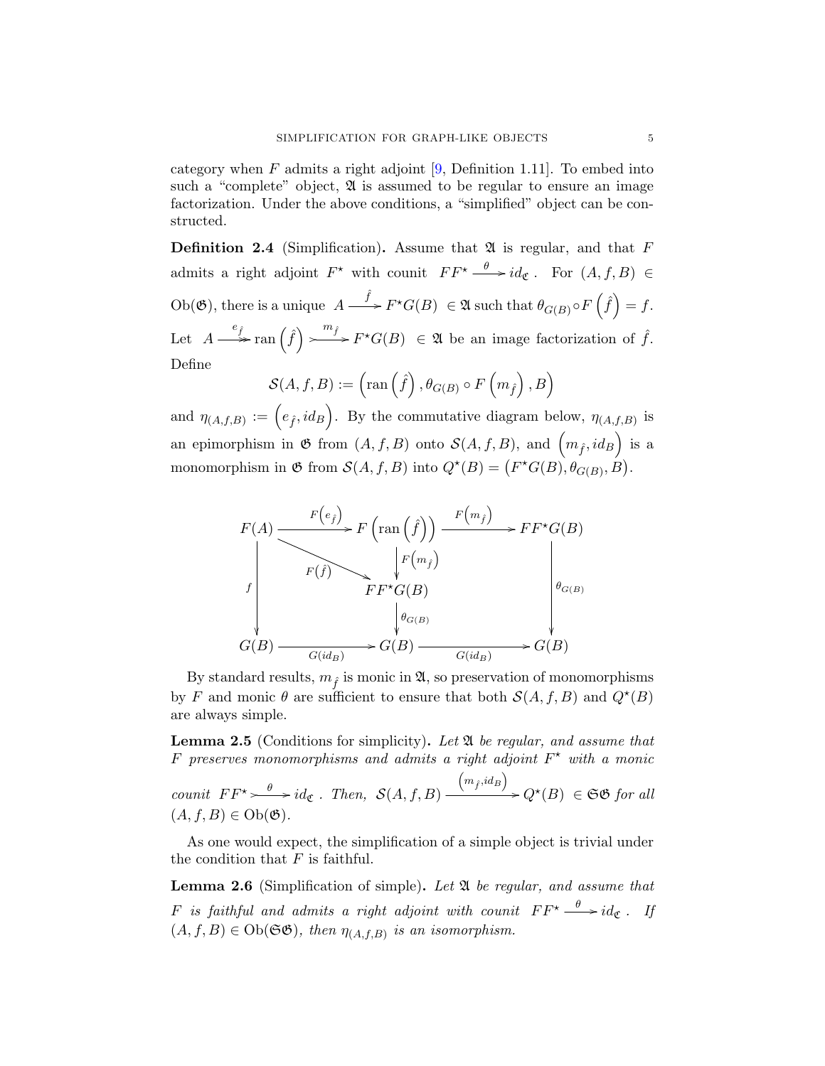category when $F$ admits a right adjoint [9, Definition 1.11]. To embed into such a "complete" object, $\mathfrak{A}$ is assumed to be regular to ensure an image factorization. Under the above conditions, a "simplified" object can be constructed.

**Definition 2.4** (Simplification)**.** Assume that $\mathfrak{A}$ is regular, and that $F$ admits a right adjoint $F^{\star}$ with counit $FF^{\star} \xrightarrow{\theta} id_{\mathfrak{C}}$. For $(A, f, B) \in \mathrm{Ob}(\mathfrak{G})$, there is a unique $A \xrightarrow{\hat{f}} F^{\star}G(B) \in \mathfrak{A}$ such that $\theta_{G(B)} \circ F\left(\hat{f}\right) = f$. Let $A \xrightarrow{e_{\hat{f}}} \operatorname{ran}\left(\hat{f}\right) \xrightarrow{m_{\hat{f}}} F^{\star}G(B) \in \mathfrak{A}$ be an image factorization of $\hat{f}$. Define

$$\mathcal{S}(A, f, B) := \left(\operatorname{ran}\left(\hat{f}\right), \theta_{G(B)} \circ F\left(m_{\hat{f}}\right), B\right)$$

and $\eta_{(A,f,B)} := \left(e_{\hat{f}}, id_B\right)$. By the commutative diagram below, $\eta_{(A,f,B)}$ is an epimorphism in $\mathfrak{G}$ from $(A, f, B)$ onto $\mathcal{S}(A, f, B)$, and $\left(m_{\hat{f}}, id_B\right)$ is a monomorphism in $\mathfrak{G}$ from $\mathcal{S}(A, f, B)$ into $Q^{\star}(B) = \left(F^{\star}G(B), \theta_{G(B)}, B\right)$.

$$\begin{array}{ccccc}
F(A) & \xrightarrow{F\left(e_{\hat{f}}\right)} & F\left(\operatorname{ran}\left(\hat{f}\right)\right) & \xrightarrow{F\left(m_{\hat{f}}\right)} & FF^{\star}G(B) \\
\downarrow f & \searrow^{F\left(\hat{f}\right)} & \downarrow F\left(m_{\hat{f}}\right) & & \downarrow \theta_{G(B)} \\
 & & FF^{\star}G(B) & & \\
 & & \downarrow \theta_{G(B)} & & \\
G(B) & \xrightarrow{G(id_B)} & G(B) & \xrightarrow{G(id_B)} & G(B)
\end{array}$$

By standard results, $m_{\hat{f}}$ is monic in $\mathfrak{A}$, so preservation of monomorphisms by $F$ and monic $\theta$ are sufficient to ensure that both $\mathcal{S}(A, f, B)$ and $Q^{\star}(B)$ are always simple.

**Lemma 2.5** (Conditions for simplicity)**.** *Let $\mathfrak{A}$ be regular, and assume that $F$ preserves monomorphisms and admits a right adjoint $F^{\star}$ with a monic counit $FF^{\star} \xrightarrow{\theta} id_{\mathfrak{C}}$. Then, $\mathcal{S}(A, f, B) \xrightarrow{\left(m_{\hat{f}}, id_B\right)} Q^{\star}(B) \in \mathfrak{S}\mathfrak{G}$ for all $(A, f, B) \in \mathrm{Ob}(\mathfrak{G})$.*

As one would expect, the simplification of a simple object is trivial under the condition that $F$ is faithful.

**Lemma 2.6** (Simplification of simple)**.** *Let $\mathfrak{A}$ be regular, and assume that $F$ is faithful and admits a right adjoint with counit $FF^{\star} \xrightarrow{\theta} id_{\mathfrak{C}}$. If $(A, f, B) \in \mathrm{Ob}(\mathfrak{S}\mathfrak{G})$, then $\eta_{(A,f,B)}$ is an isomorphism.*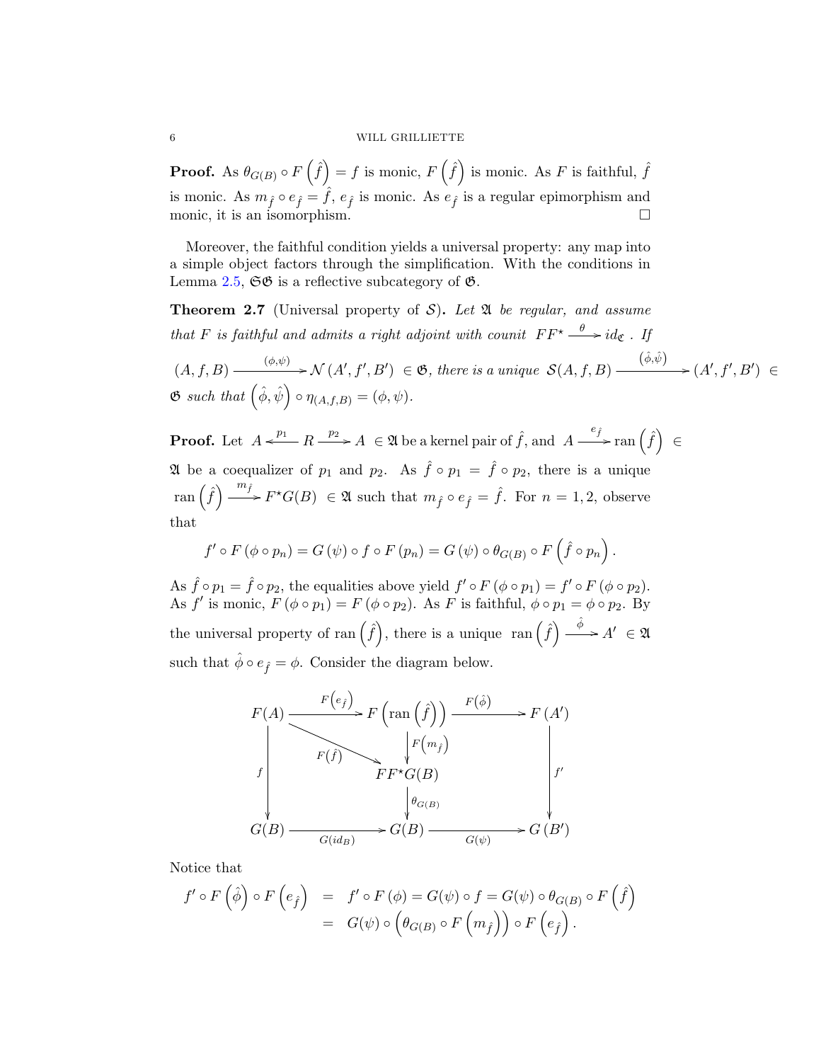**Proof.** As $\theta_{G(B)} \circ F\left(\hat{f}\right) = f$ is monic, $F\left(\hat{f}\right)$ is monic. As $F$ is faithful, $\hat{f}$ is monic. As $m_{\hat{f}} \circ e_{\hat{f}} = \hat{f}$, $e_{\hat{f}}$ is monic. As $e_{\hat{f}}$ is a regular epimorphism and monic, it is an isomorphism. $\square$

Moreover, the faithful condition yields a universal property: any map into a simple object factors through the simplification. With the conditions in Lemma 2.5, $\mathfrak{SG}$ is a reflective subcategory of $\mathfrak{G}$.

**Theorem 2.7** (Universal property of $\mathcal{S}$)**.** *Let $\mathfrak{A}$ be regular, and assume that $F$ is faithful and admits a right adjoint with counit $FF^\star \xrightarrow{\theta} id_{\mathfrak{C}}$. If $(A, f, B) \xrightarrow{(\phi,\psi)} \mathcal{N}(A', f', B') \in \mathfrak{G}$, there is a unique $\mathcal{S}(A, f, B) \xrightarrow{(\hat{\phi},\hat{\psi})} (A', f', B') \in \mathfrak{G}$ such that $\left(\hat{\phi}, \hat{\psi}\right) \circ \eta_{(A,f,B)} = (\phi, \psi)$.*

**Proof.** Let $A \xleftarrow{p_1} R \xrightarrow{p_2} A \in \mathfrak{A}$ be a kernel pair of $\hat{f}$, and $A \xrightarrow{e_{\hat{f}}} \operatorname{ran}\left(\hat{f}\right) \in \mathfrak{A}$ be a coequalizer of $p_1$ and $p_2$. As $\hat{f} \circ p_1 = \hat{f} \circ p_2$, there is a unique $\operatorname{ran}\left(\hat{f}\right) \xrightarrow{m_{\hat{f}}} F^\star G(B) \in \mathfrak{A}$ such that $m_{\hat{f}} \circ e_{\hat{f}} = \hat{f}$. For $n = 1, 2$, observe that

$$f' \circ F(\phi \circ p_n) = G(\psi) \circ f \circ F(p_n) = G(\psi) \circ \theta_{G(B)} \circ F\left(\hat{f} \circ p_n\right).$$

As $\hat{f} \circ p_1 = \hat{f} \circ p_2$, the equalities above yield $f' \circ F(\phi \circ p_1) = f' \circ F(\phi \circ p_2)$. As $f'$ is monic, $F(\phi \circ p_1) = F(\phi \circ p_2)$. As $F$ is faithful, $\phi \circ p_1 = \phi \circ p_2$. By the universal property of $\operatorname{ran}\left(\hat{f}\right)$, there is a unique $\operatorname{ran}\left(\hat{f}\right) \xrightarrow{\hat{\phi}} A' \in \mathfrak{A}$ such that $\hat{\phi} \circ e_{\hat{f}} = \phi$. Consider the diagram below.

$$\begin{array}{ccccc}
F(A) & \xrightarrow{F\left(e_{\hat{f}}\right)} & F\left(\operatorname{ran}\left(\hat{f}\right)\right) & \xrightarrow{F\left(\hat{\phi}\right)} & F(A') \\
 & \searrow^{F\left(\hat{f}\right)} & \downarrow F\left(m_{\hat{f}}\right) & & \\
\downarrow f & & FF^\star G(B) & & \downarrow f' \\
 & & \downarrow \theta_{G(B)} & & \\
G(B) & \xrightarrow[G(id_B)]{} & G(B) & \xrightarrow[G(\psi)]{} & G(B')
\end{array}$$

Notice that

$$\begin{aligned}
f' \circ F\left(\hat{\phi}\right) \circ F\left(e_{\hat{f}}\right) &= f' \circ F(\phi) = G(\psi) \circ f = G(\psi) \circ \theta_{G(B)} \circ F\left(\hat{f}\right) \\
&= G(\psi) \circ \left(\theta_{G(B)} \circ F\left(m_{\hat{f}}\right)\right) \circ F\left(e_{\hat{f}}\right).
\end{aligned}$$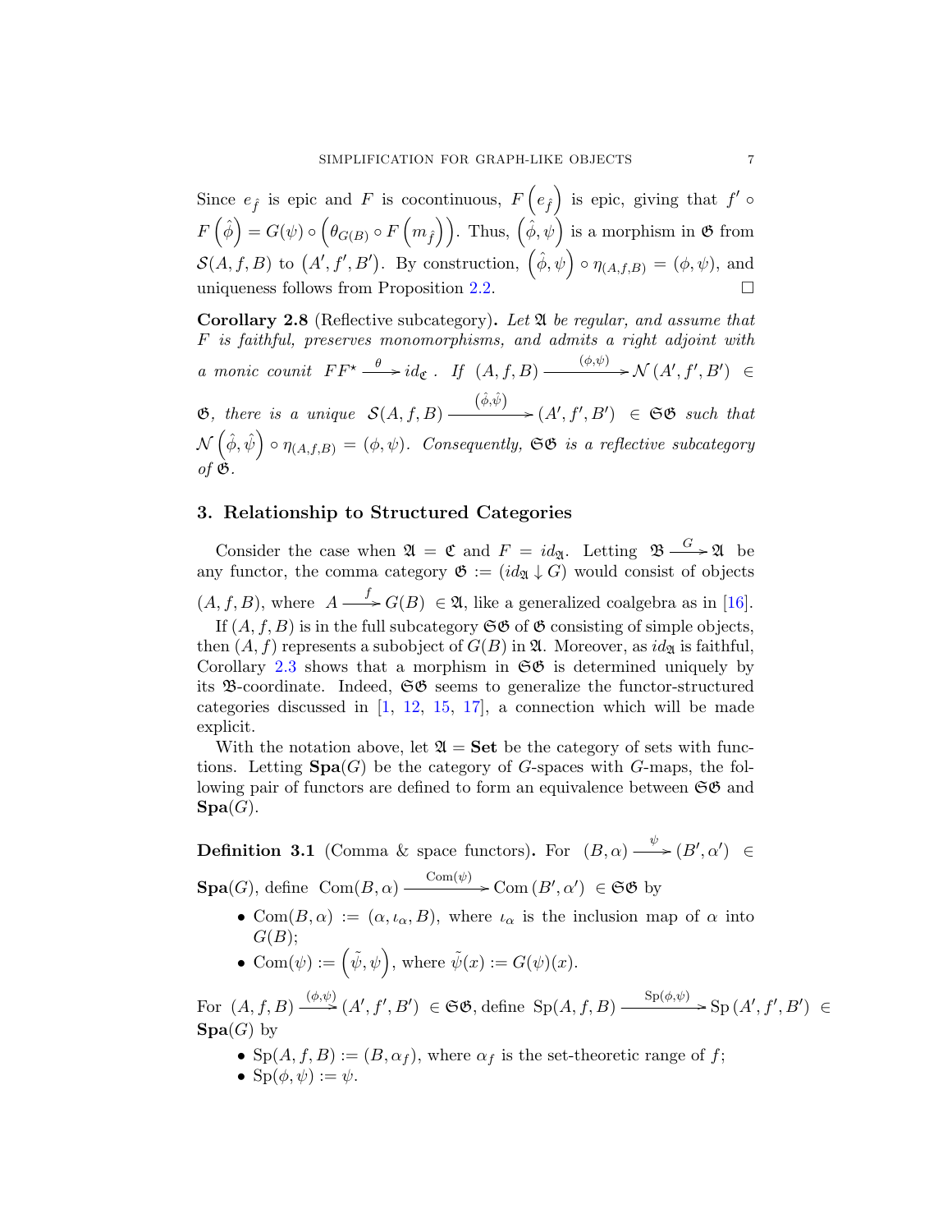Since $e_{\hat{f}}$ is epic and $F$ is cocontinuous, $F\left(e_{\hat{f}}\right)$ is epic, giving that $f' \circ F\left(\hat{\phi}\right) = G(\psi) \circ \left(\theta_{G(B)} \circ F\left(m_{\hat{f}}\right)\right)$. Thus, $\left(\hat{\phi}, \psi\right)$ is a morphism in $\mathfrak{G}$ from $\mathcal{S}(A, f, B)$ to $\left(A', f', B'\right)$. By construction, $\left(\hat{\phi}, \psi\right) \circ \eta_{(A,f,B)} = (\phi, \psi)$, and uniqueness follows from Proposition 2.2. $\square$

**Corollary 2.8** (Reflective subcategory)**.** *Let $\mathfrak{A}$ be regular, and assume that $F$ is faithful, preserves monomorphisms, and admits a right adjoint with a monic counit $FF^\star \xrightarrow{\theta} id_{\mathfrak{C}}$. If $(A, f, B) \xrightarrow{(\phi,\psi)} \mathcal{N}\left(A', f', B'\right) \in \mathfrak{G}$, there is a unique $\mathcal{S}(A, f, B) \xrightarrow{(\hat{\phi},\hat{\psi})} \left(A', f', B'\right) \in \mathfrak{SG}$ such that $\mathcal{N}\left(\hat{\phi}, \hat{\psi}\right) \circ \eta_{(A,f,B)} = (\phi, \psi)$. Consequently, $\mathfrak{SG}$ is a reflective subcategory of $\mathfrak{G}$.*

## 3. Relationship to Structured Categories

Consider the case when $\mathfrak{A} = \mathfrak{C}$ and $F = id_{\mathfrak{A}}$. Letting $\mathfrak{B} \xrightarrow{G} \mathfrak{A}$ be any functor, the comma category $\mathfrak{G} := (id_{\mathfrak{A}} \downarrow G)$ would consist of objects $(A, f, B)$, where $A \xrightarrow{f} G(B) \in \mathfrak{A}$, like a generalized coalgebra as in [16].

If $(A, f, B)$ is in the full subcategory $\mathfrak{SG}$ of $\mathfrak{G}$ consisting of simple objects, then $(A, f)$ represents a subobject of $G(B)$ in $\mathfrak{A}$. Moreover, as $id_{\mathfrak{A}}$ is faithful, Corollary 2.3 shows that a morphism in $\mathfrak{SG}$ is determined uniquely by its $\mathfrak{B}$-coordinate. Indeed, $\mathfrak{SG}$ seems to generalize the functor-structured categories discussed in [1, 12, 15, 17], a connection which will be made explicit.

With the notation above, let $\mathfrak{A} = \mathbf{Set}$ be the category of sets with functions. Letting $\mathbf{Spa}(G)$ be the category of $G$-spaces with $G$-maps, the following pair of functors are defined to form an equivalence between $\mathfrak{SG}$ and $\mathbf{Spa}(G)$.

**Definition 3.1** (Comma & space functors)**.** For $(B, \alpha) \xrightarrow{\psi} (B', \alpha') \in \mathbf{Spa}(G)$, define $\mathrm{Com}(B, \alpha) \xrightarrow{\mathrm{Com}(\psi)} \mathrm{Com}\left(B', \alpha'\right) \in \mathfrak{SG}$ by

- $\mathrm{Com}(B, \alpha) := (\alpha, \iota_\alpha, B)$, where $\iota_\alpha$ is the inclusion map of $\alpha$ into $G(B)$;
- $\mathrm{Com}(\psi) := \left(\tilde{\psi}, \psi\right)$, where $\tilde{\psi}(x) := G(\psi)(x)$.

For $(A, f, B) \xrightarrow{(\phi,\psi)} (A', f', B') \in \mathfrak{SG}$, define $\mathrm{Sp}(A, f, B) \xrightarrow{\mathrm{Sp}(\phi,\psi)} \mathrm{Sp}\left(A', f', B'\right) \in \mathbf{Spa}(G)$ by

- $\mathrm{Sp}(A, f, B) := (B, \alpha_f)$, where $\alpha_f$ is the set-theoretic range of $f$;
- $\mathrm{Sp}(\phi, \psi) := \psi$.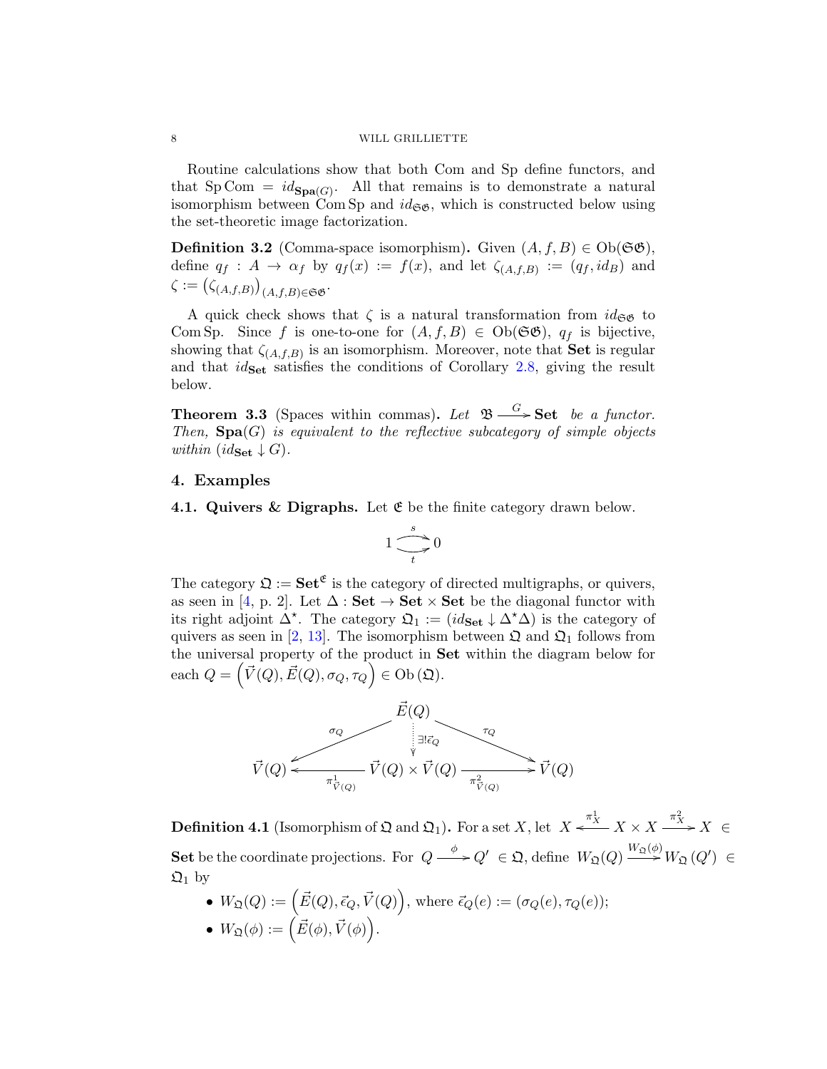Routine calculations show that both Com and Sp define functors, and that $\mathrm{Sp}\,\mathrm{Com} = id_{\mathbf{Spa}(G)}$. All that remains is to demonstrate a natural isomorphism between $\mathrm{Com}\,\mathrm{Sp}$ and $id_{\mathfrak{S}\mathfrak{G}}$, which is constructed below using the set-theoretic image factorization.

**Definition 3.2** (Comma-space isomorphism)**.** Given $(A, f, B) \in \mathrm{Ob}(\mathfrak{S}\mathfrak{G})$, define $q_f : A \to \alpha_f$ by $q_f(x) := f(x)$, and let $\zeta_{(A,f,B)} := (q_f, id_B)$ and $\zeta := \left(\zeta_{(A,f,B)}\right)_{(A,f,B)\in\mathfrak{S}\mathfrak{G}}$.

A quick check shows that $\zeta$ is a natural transformation from $id_{\mathfrak{S}\mathfrak{G}}$ to $\mathrm{Com}\,\mathrm{Sp}$. Since $f$ is one-to-one for $(A, f, B) \in \mathrm{Ob}(\mathfrak{S}\mathfrak{G})$, $q_f$ is bijective, showing that $\zeta_{(A,f,B)}$ is an isomorphism. Moreover, note that **Set** is regular and that $id_{\mathbf{Set}}$ satisfies the conditions of Corollary 2.8, giving the result below.

**Theorem 3.3** (Spaces within commas)**.** *Let* $\mathfrak{B} \xrightarrow{G} \mathbf{Set}$ *be a functor. Then,* $\mathbf{Spa}(G)$ *is equivalent to the reflective subcategory of simple objects within* $(id_{\mathbf{Set}} \downarrow G)$*.*

## 4. Examples

**4.1. Quivers & Digraphs.** Let $\mathfrak{E}$ be the finite category drawn below.

$$1 \underset{t}{\overset{s}{\rightrightarrows}} 0$$

The category $\mathfrak{Q} := \mathbf{Set}^{\mathfrak{E}}$ is the category of directed multigraphs, or quivers, as seen in [4, p. 2]. Let $\Delta : \mathbf{Set} \to \mathbf{Set} \times \mathbf{Set}$ be the diagonal functor with its right adjoint $\Delta^\star$. The category $\mathfrak{Q}_1 := (id_{\mathbf{Set}} \downarrow \Delta^\star\Delta)$ is the category of quivers as seen in [2, 13]. The isomorphism between $\mathfrak{Q}$ and $\mathfrak{Q}_1$ follows from the universal property of the product in **Set** within the diagram below for each $Q = \left(\vec{V}(Q), \vec{E}(Q), \sigma_Q, \tau_Q\right) \in \mathrm{Ob}(\mathfrak{Q})$.

$$\begin{array}{ccccc}
 & & \vec{E}(Q) & & \\
 & \swarrow^{\sigma_Q} & \Big\downarrow{\scriptstyle \exists!\vec{\epsilon}_Q} & \searrow^{\tau_Q} & \\
\vec{V}(Q) & \xleftarrow{\pi^1_{\vec{V}(Q)}} & \vec{V}(Q) \times \vec{V}(Q) & \xrightarrow{\pi^2_{\vec{V}(Q)}} & \vec{V}(Q)
\end{array}$$

**Definition 4.1** (Isomorphism of $\mathfrak{Q}$ and $\mathfrak{Q}_1$)**.** For a set $X$, let $X \xleftarrow{\pi^1_X} X \times X \xrightarrow{\pi^2_X} X \in \mathbf{Set}$ be the coordinate projections. For $Q \xrightarrow{\phi} Q' \in \mathfrak{Q}$, define $W_{\mathfrak{Q}}(Q) \xrightarrow{W_{\mathfrak{Q}}(\phi)} W_{\mathfrak{Q}}(Q') \in \mathfrak{Q}_1$ by

- $W_{\mathfrak{Q}}(Q) := \left(\vec{E}(Q), \vec{\epsilon}_Q, \vec{V}(Q)\right)$, where $\vec{\epsilon}_Q(e) := (\sigma_Q(e), \tau_Q(e))$;
- $W_{\mathfrak{Q}}(\phi) := \left(\vec{E}(\phi), \vec{V}(\phi)\right)$.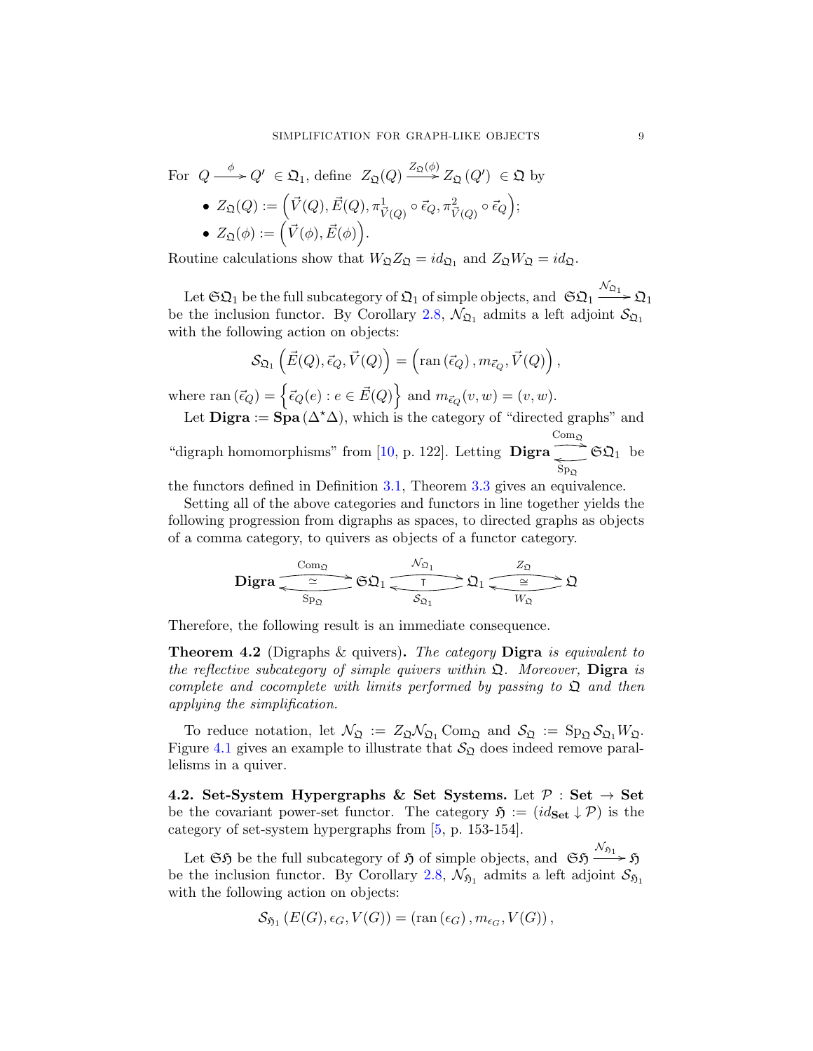For $Q \xrightarrow{\phi} Q' \in \mathfrak{Q}_1$, define $Z_{\mathfrak{Q}}(Q) \xrightarrow{Z_{\mathfrak{Q}}(\phi)} Z_{\mathfrak{Q}}(Q') \in \mathfrak{Q}$ by

- $Z_{\mathfrak{Q}}(Q) := \left(\vec{V}(Q), \vec{E}(Q), \pi^1_{\vec{V}(Q)} \circ \vec{\epsilon}_Q, \pi^2_{\vec{V}(Q)} \circ \vec{\epsilon}_Q\right)$;
- $Z_{\mathfrak{Q}}(\phi) := \left(\vec{V}(\phi), \vec{E}(\phi)\right)$.

Routine calculations show that $W_{\mathfrak{Q}} Z_{\mathfrak{Q}} = id_{\mathfrak{Q}_1}$ and $Z_{\mathfrak{Q}} W_{\mathfrak{Q}} = id_{\mathfrak{Q}}$.

Let $\mathfrak{S}\mathfrak{Q}_1$ be the full subcategory of $\mathfrak{Q}_1$ of simple objects, and $\mathfrak{S}\mathfrak{Q}_1 \xrightarrow{\mathcal{N}_{\mathfrak{Q}_1}} \mathfrak{Q}_1$ be the inclusion functor. By Corollary 2.8, $\mathcal{N}_{\mathfrak{Q}_1}$ admits a left adjoint $\mathcal{S}_{\mathfrak{Q}_1}$ with the following action on objects:

$$\mathcal{S}_{\mathfrak{Q}_1}\left(\vec{E}(Q), \vec{\epsilon}_Q, \vec{V}(Q)\right) = \left(\operatorname{ran}\left(\vec{\epsilon}_Q\right), m_{\vec{\epsilon}_Q}, \vec{V}(Q)\right),$$

where $\operatorname{ran}\left(\vec{\epsilon}_Q\right) = \left\{\vec{\epsilon}_Q(e) : e \in \vec{E}(Q)\right\}$ and $m_{\vec{\epsilon}_Q}(v, w) = (v, w)$.

Let $\mathbf{Digra} := \mathbf{Spa}\left(\Delta^\star \Delta\right)$, which is the category of "directed graphs" and "digraph homomorphisms" from [10, p. 122]. Letting $\mathbf{Digra} \underset{\mathrm{Sp}_{\mathfrak{Q}}}{\overset{\mathrm{Com}_{\mathfrak{Q}}}{\rightleftarrows}} \mathfrak{S}\mathfrak{Q}_1$ be the functors defined in Definition 3.1, Theorem 3.3 gives an equivalence.

Setting all of the above categories and functors in line together yields the following progression from digraphs as spaces, to directed graphs as objects of a comma category, to quivers as objects of a functor category.

$$\mathbf{Digra} \underset{\mathrm{Sp}_{\mathfrak{Q}}}{\overset{\mathrm{Com}_{\mathfrak{Q}}}{\underset{\simeq}{\rightleftarrows}}} \mathfrak{S}\mathfrak{Q}_1 \underset{\mathcal{S}_{\mathfrak{Q}_1}}{\overset{\mathcal{N}_{\mathfrak{Q}_1}}{\underset{\top}{\rightleftarrows}}} \mathfrak{Q}_1 \underset{W_{\mathfrak{Q}}}{\overset{Z_{\mathfrak{Q}}}{\underset{\cong}{\rightleftarrows}}} \mathfrak{Q}$$

Therefore, the following result is an immediate consequence.

**Theorem 4.2** (Digraphs & quivers)**.** *The category* **Digra** *is equivalent to the reflective subcategory of simple quivers within $\mathfrak{Q}$. Moreover,* **Digra** *is complete and cocomplete with limits performed by passing to $\mathfrak{Q}$ and then applying the simplification.*

To reduce notation, let $\mathcal{N}_{\mathfrak{Q}} := Z_{\mathfrak{Q}} \mathcal{N}_{\mathfrak{Q}_1} \mathrm{Com}_{\mathfrak{Q}}$ and $\mathcal{S}_{\mathfrak{Q}} := \mathrm{Sp}_{\mathfrak{Q}} \mathcal{S}_{\mathfrak{Q}_1} W_{\mathfrak{Q}}$. Figure 4.1 gives an example to illustrate that $\mathcal{S}_{\mathfrak{Q}}$ does indeed remove parallelisms in a quiver.

**4.2. Set-System Hypergraphs & Set Systems.** Let $\mathcal{P} : \mathbf{Set} \to \mathbf{Set}$ be the covariant power-set functor. The category $\mathfrak{H} := (id_{\mathbf{Set}} \downarrow \mathcal{P})$ is the category of set-system hypergraphs from [5, p. 153-154].

Let $\mathfrak{S}\mathfrak{H}$ be the full subcategory of $\mathfrak{H}$ of simple objects, and $\mathfrak{S}\mathfrak{H} \xrightarrow{\mathcal{N}_{\mathfrak{H}_1}} \mathfrak{H}$ be the inclusion functor. By Corollary 2.8, $\mathcal{N}_{\mathfrak{H}_1}$ admits a left adjoint $\mathcal{S}_{\mathfrak{H}_1}$ with the following action on objects:

$$\mathcal{S}_{\mathfrak{H}_1}\left(E(G), \epsilon_G, V(G)\right) = \left(\operatorname{ran}\left(\epsilon_G\right), m_{\epsilon_G}, V(G)\right),$$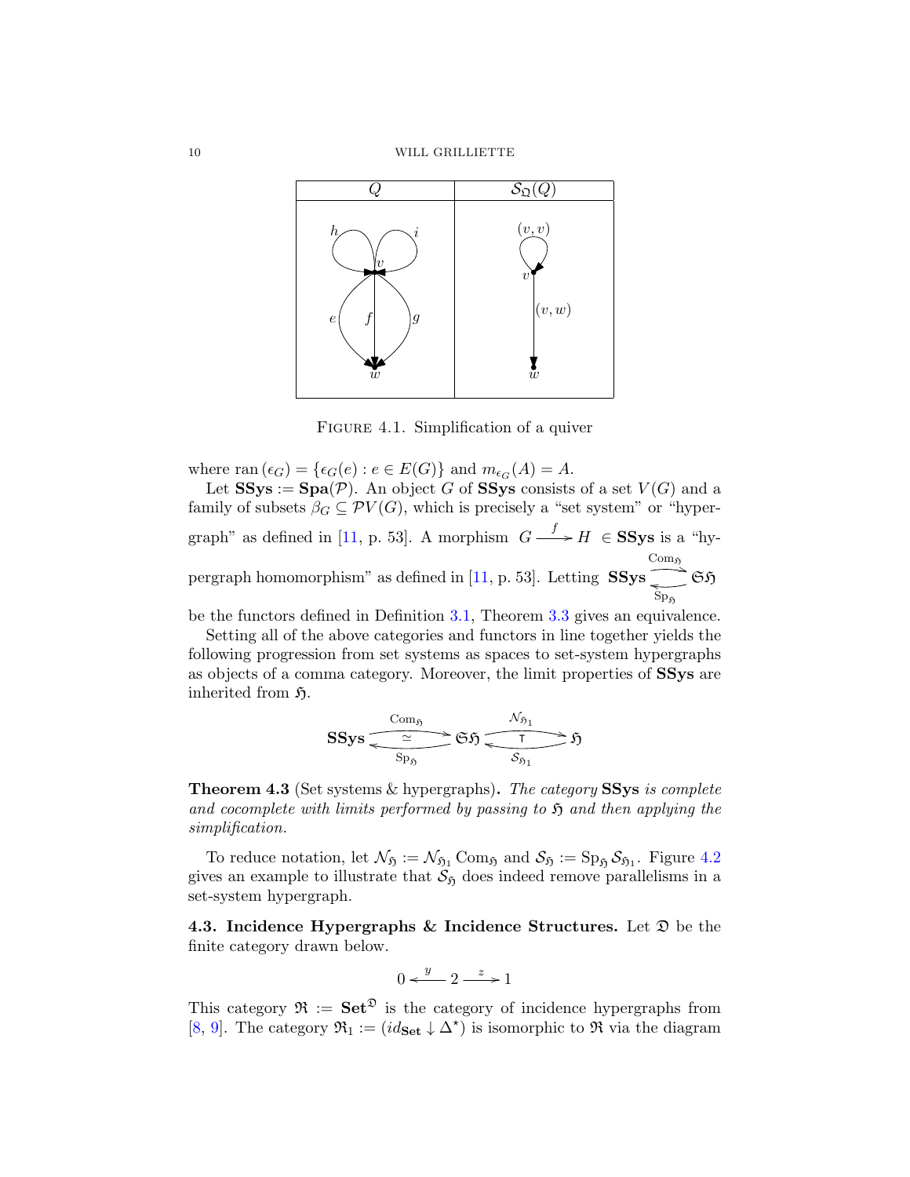| $Q$ | $\mathcal{S}_{\mathfrak{Q}}(Q)$ |
| --- | --- |

Figure 4.1. Simplification of a quiver

where $\operatorname{ran}(\epsilon_G) = \{\epsilon_G(e) : e \in E(G)\}$ and $m_{\epsilon_G}(A) = A$.

Let $\mathbf{SSys} := \mathbf{Spa}(\mathcal{P})$. An object $G$ of $\mathbf{SSys}$ consists of a set $V(G)$ and a family of subsets $\beta_G \subseteq \mathcal{P}V(G)$, which is precisely a "set system" or "hypergraph" as defined in [11, p. 53]. A morphism $G \xrightarrow{f} H \in \mathbf{SSys}$ is a "hypergraph homomorphism" as defined in [11, p. 53]. Letting $\mathbf{SSys} \underset{\mathrm{Sp}_{\mathfrak{H}}}{\overset{\mathrm{Com}_{\mathfrak{H}}}{\rightleftarrows}} \mathfrak{SH}$ be the functors defined in Definition 3.1, Theorem 3.3 gives an equivalence.

Setting all of the above categories and functors in line together yields the following progression from set systems as spaces to set-system hypergraphs as objects of a comma category. Moreover, the limit properties of $\mathbf{SSys}$ are inherited from $\mathfrak{H}$.

$$\mathbf{SSys} \underset{\mathrm{Sp}_{\mathfrak{H}}}{\overset{\mathrm{Com}_{\mathfrak{H}}}{\underset{\simeq}{\rightleftarrows}}} \mathfrak{SH} \underset{\mathcal{S}_{\mathfrak{H}_1}}{\overset{\mathcal{N}_{\mathfrak{H}_1}}{\underset{\top}{\rightleftarrows}}} \mathfrak{H}$$

**Theorem 4.3** (Set systems & hypergraphs)**.** *The category* $\mathbf{SSys}$ *is complete and cocomplete with limits performed by passing to* $\mathfrak{H}$ *and then applying the simplification.*

To reduce notation, let $\mathcal{N}_{\mathfrak{H}} := \mathcal{N}_{\mathfrak{H}_1} \mathrm{Com}_{\mathfrak{H}}$ and $\mathcal{S}_{\mathfrak{H}} := \mathrm{Sp}_{\mathfrak{H}} \mathcal{S}_{\mathfrak{H}_1}$. Figure 4.2 gives an example to illustrate that $\mathcal{S}_{\mathfrak{H}}$ does indeed remove parallelisms in a set-system hypergraph.

**4.3. Incidence Hypergraphs & Incidence Structures.** Let $\mathfrak{D}$ be the finite category drawn below.

$$0 \xleftarrow{y} 2 \xrightarrow{z} 1$$

This category $\mathfrak{R} := \mathbf{Set}^{\mathfrak{D}}$ is the category of incidence hypergraphs from [8, 9]. The category $\mathfrak{R}_1 := (id_{\mathbf{Set}} \downarrow \Delta^{\star})$ is isomorphic to $\mathfrak{R}$ via the diagram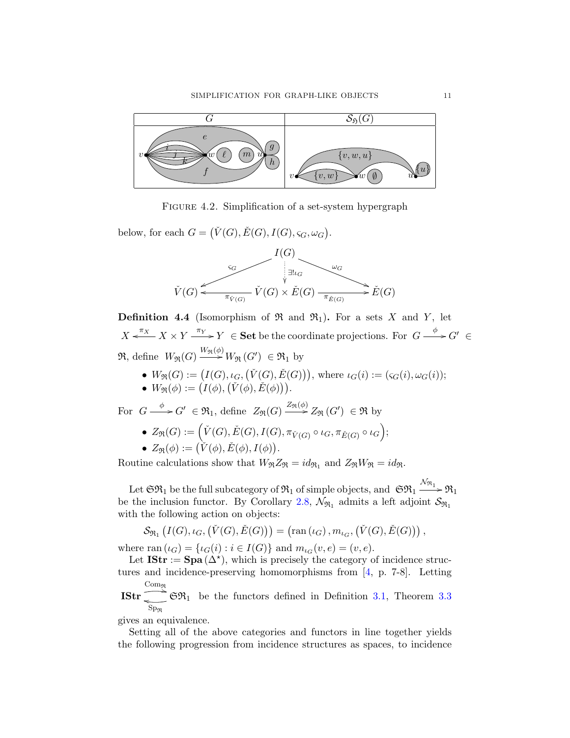FIGURE 4.2. Simplification of a set-system hypergraph

below, for each $G = \big(\check{V}(G), \check{E}(G), I(G), \varsigma_G, \omega_G\big)$.

$$\begin{array}{ccccc} & & I(G) & & \\ & \swarrow^{\varsigma_G} & \downarrow{\scriptstyle \exists! \iota_G} & \searrow^{\omega_G} & \\ \check{V}(G) & \xleftarrow{\pi_{\check{V}(G)}} & \check{V}(G) \times \check{E}(G) & \xrightarrow{\pi_{\check{E}(G)}} & \check{E}(G) \end{array}$$

**Definition 4.4** (Isomorphism of $\mathfrak{R}$ and $\mathfrak{R}_1$)**.** For a sets $X$ and $Y$, let $X \xleftarrow{\pi_X} X \times Y \xrightarrow{\pi_Y} Y \in \mathbf{Set}$ be the coordinate projections. For $G \xrightarrow{\phi} G' \in \mathfrak{R}$, define $W_{\mathfrak{R}}(G) \xrightarrow{W_{\mathfrak{R}}(\phi)} W_{\mathfrak{R}}(G') \in \mathfrak{R}_1$ by

- $W_{\mathfrak{R}}(G) := \big(I(G), \iota_G, \big(\check{V}(G), \check{E}(G)\big)\big)$, where $\iota_G(i) := (\varsigma_G(i), \omega_G(i))$;
- $W_{\mathfrak{R}}(\phi) := \big(I(\phi), \big(\check{V}(\phi), \check{E}(\phi)\big)\big)$.

For $G \xrightarrow{\phi} G' \in \mathfrak{R}_1$, define $Z_{\mathfrak{R}}(G) \xrightarrow{Z_{\mathfrak{R}}(\phi)} Z_{\mathfrak{R}}(G') \in \mathfrak{R}$ by

- $Z_{\mathfrak{R}}(G) := \Big(\check{V}(G), \check{E}(G), I(G), \pi_{\check{V}(G)} \circ \iota_G, \pi_{\check{E}(G)} \circ \iota_G\Big)$;
- $Z_{\mathfrak{R}}(\phi) := \big(\check{V}(\phi), \check{E}(\phi), I(\phi)\big)$.

Routine calculations show that $W_{\mathfrak{R}} Z_{\mathfrak{R}} = id_{\mathfrak{R}_1}$ and $Z_{\mathfrak{R}} W_{\mathfrak{R}} = id_{\mathfrak{R}}$.

Let $\mathfrak{S}\mathfrak{R}_1$ be the full subcategory of $\mathfrak{R}_1$ of simple objects, and $\mathfrak{S}\mathfrak{R}_1 \xrightarrow{\mathcal{N}_{\mathfrak{R}_1}} \mathfrak{R}_1$ be the inclusion functor. By Corollary 2.8, $\mathcal{N}_{\mathfrak{R}_1}$ admits a left adjoint $\mathcal{S}_{\mathfrak{R}_1}$ with the following action on objects:

$$\mathcal{S}_{\mathfrak{R}_1}\big(I(G), \iota_G, \big(\check{V}(G), \check{E}(G)\big)\big) = \big(\operatorname{ran}(\iota_G), m_{\iota_G}, \big(\check{V}(G), \check{E}(G)\big)\big),$$

where $\operatorname{ran}(\iota_G) = \{\iota_G(i) : i \in I(G)\}$ and $m_{\iota_G}(v, e) = (v, e)$.

Let $\mathbf{IStr} := \mathbf{Spa}(\Delta^\star)$, which is precisely the category of incidence structures and incidence-preserving homomorphisms from [4, p. 7-8]. Letting $\mathbf{IStr} \underset{\mathrm{Sp}_{\mathfrak{R}}}{\overset{\mathrm{Com}_{\mathfrak{R}}}{\rightleftarrows}} \mathfrak{S}\mathfrak{R}_1$ be the functors defined in Definition 3.1, Theorem 3.3 gives an equivalence.

Setting all of the above categories and functors in line together yields the following progression from incidence structures as spaces, to incidence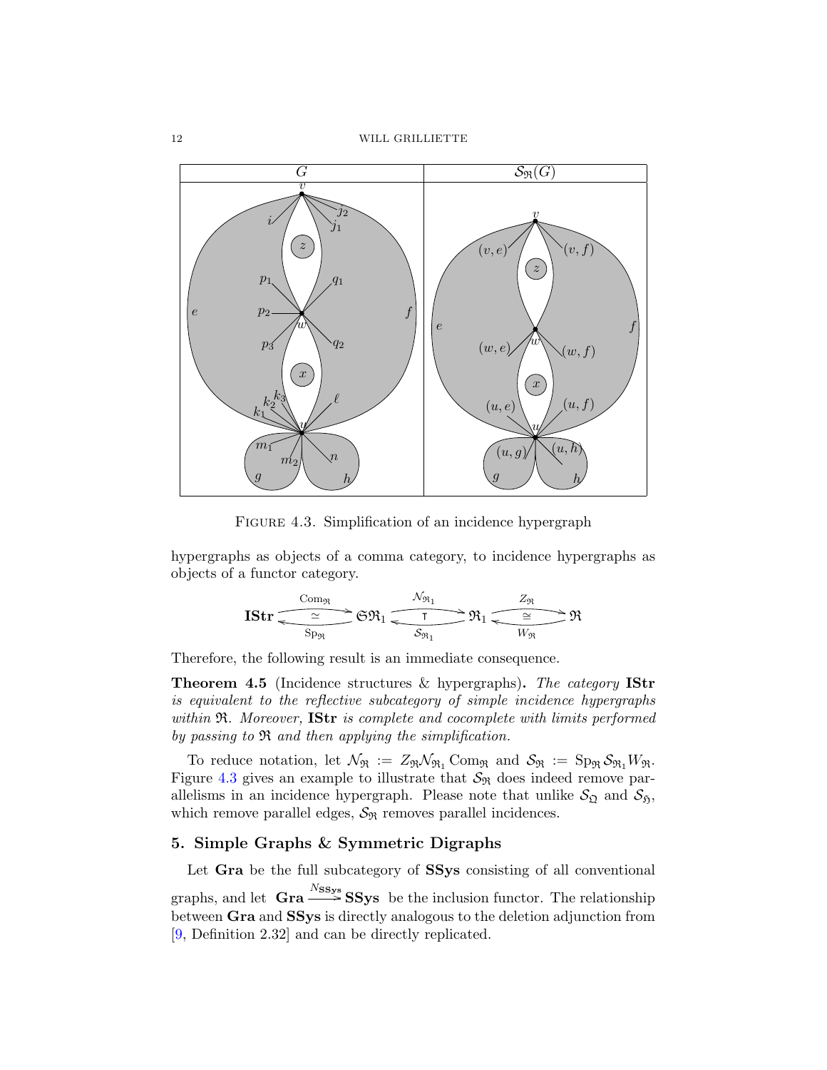FIGURE 4.3. Simplification of an incidence hypergraph

hypergraphs as objects of a comma category, to incidence hypergraphs as objects of a functor category.

$$\mathbf{IStr} \underset{\mathrm{Sp}_{\mathfrak{R}}}{\overset{\mathrm{Com}_{\mathfrak{R}}}{\rightleftarrows}} \mathfrak{S}\mathfrak{R}_1 \underset{\mathcal{S}_{\mathfrak{R}_1}}{\overset{\mathcal{N}_{\mathfrak{R}_1}}{\rightleftarrows}} \mathfrak{R}_1 \underset{W_{\mathfrak{R}}}{\overset{Z_{\mathfrak{R}}}{\rightleftarrows}} \mathfrak{R}$$

Therefore, the following result is an immediate consequence.

**Theorem 4.5** (Incidence structures & hypergraphs)**.** *The category* **IStr** *is equivalent to the reflective subcategory of simple incidence hypergraphs within* $\mathfrak{R}$*. Moreover,* **IStr** *is complete and cocomplete with limits performed by passing to* $\mathfrak{R}$ *and then applying the simplification.*

To reduce notation, let $\mathcal{N}_{\mathfrak{R}} := Z_{\mathfrak{R}}\mathcal{N}_{\mathfrak{R}_1}\mathrm{Com}_{\mathfrak{R}}$ and $\mathcal{S}_{\mathfrak{R}} := \mathrm{Sp}_{\mathfrak{R}}\mathcal{S}_{\mathfrak{R}_1}W_{\mathfrak{R}}$. Figure 4.3 gives an example to illustrate that $\mathcal{S}_{\mathfrak{R}}$ does indeed remove parallelisms in an incidence hypergraph. Please note that unlike $\mathcal{S}_{\mathfrak{Q}}$ and $\mathcal{S}_{\mathfrak{H}}$, which remove parallel edges, $\mathcal{S}_{\mathfrak{R}}$ removes parallel incidences.

## 5. Simple Graphs & Symmetric Digraphs

Let **Gra** be the full subcategory of **SSys** consisting of all conventional graphs, and let $\mathbf{Gra} \xrightarrow{N_{\mathbf{SSys}}} \mathbf{SSys}$ be the inclusion functor. The relationship between **Gra** and **SSys** is directly analogous to the deletion adjunction from [9, Definition 2.32] and can be directly replicated.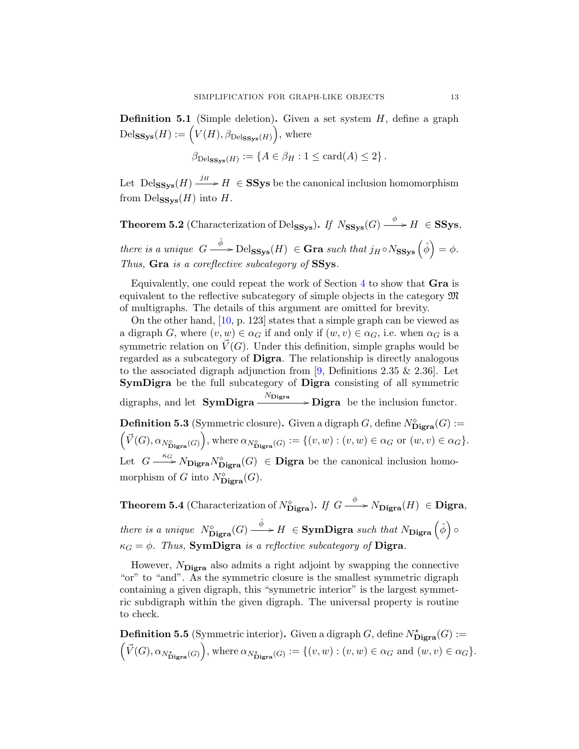**Definition 5.1** (Simple deletion)**.** Given a set system $H$, define a graph $\mathrm{Del}_{\mathbf{SSys}}(H) := \left(V(H), \beta_{\mathrm{Del}_{\mathbf{SSys}}(H)}\right)$, where

$$\beta_{\mathrm{Del}_{\mathbf{SSys}}(H)} := \{A \in \beta_H : 1 \leq \mathrm{card}(A) \leq 2\}.$$

Let $\mathrm{Del}_{\mathbf{SSys}}(H) \xrightarrow{j_H} H \in \mathbf{SSys}$ be the canonical inclusion homomorphism from $\mathrm{Del}_{\mathbf{SSys}}(H)$ into $H$.

**Theorem 5.2** (Characterization of $\mathrm{Del}_{\mathbf{SSys}}$)**.** *If $N_{\mathbf{SSys}}(G) \xrightarrow{\phi} H \in \mathbf{SSys}$, there is a unique $G \xrightarrow{\hat{\phi}} \mathrm{Del}_{\mathbf{SSys}}(H) \in \mathbf{Gra}$ such that $j_H \circ N_{\mathbf{SSys}}\left(\hat{\phi}\right) = \phi$. Thus, $\mathbf{Gra}$ is a coreflective subcategory of $\mathbf{SSys}$.*

Equivalently, one could repeat the work of Section 4 to show that $\mathbf{Gra}$ is equivalent to the reflective subcategory of simple objects in the category $\mathfrak{M}$ of multigraphs. The details of this argument are omitted for brevity.

On the other hand, [10, p. 123] states that a simple graph can be viewed as a digraph $G$, where $(v, w) \in \alpha_G$ if and only if $(w, v) \in \alpha_G$, i.e. when $\alpha_G$ is a symmetric relation on $\vec{V}(G)$. Under this definition, simple graphs would be regarded as a subcategory of $\mathbf{Digra}$. The relationship is directly analogous to the associated digraph adjunction from [9, Definitions 2.35 & 2.36]. Let $\mathbf{SymDigra}$ be the full subcategory of $\mathbf{Digra}$ consisting of all symmetric digraphs, and let $\mathbf{SymDigra} \xrightarrow{N_{\mathbf{Digra}}} \mathbf{Digra}$ be the inclusion functor.

**Definition 5.3** (Symmetric closure)**.** Given a digraph $G$, define $N^{\diamond}_{\mathbf{Digra}}(G) := \left(\vec{V}(G), \alpha_{N^{\diamond}_{\mathbf{Digra}}(G)}\right)$, where $\alpha_{N^{\diamond}_{\mathbf{Digra}}(G)} := \{(v, w) : (v, w) \in \alpha_G \text{ or } (w, v) \in \alpha_G\}$. Let $G \xrightarrow{\kappa_G} N_{\mathbf{Digra}} N^{\diamond}_{\mathbf{Digra}}(G) \in \mathbf{Digra}$ be the canonical inclusion homomorphism of $G$ into $N^{\diamond}_{\mathbf{Digra}}(G)$.

**Theorem 5.4** (Characterization of $N^{\diamond}_{\mathbf{Digra}}$)**.** *If $G \xrightarrow{\phi} N_{\mathbf{Digra}}(H) \in \mathbf{Digra}$, there is a unique $N^{\diamond}_{\mathbf{Digra}}(G) \xrightarrow{\hat{\phi}} H \in \mathbf{SymDigra}$ such that $N_{\mathbf{Digra}}\left(\hat{\phi}\right) \circ \kappa_G = \phi$. Thus, $\mathbf{SymDigra}$ is a reflective subcategory of $\mathbf{Digra}$.*

However, $N_{\mathbf{Digra}}$ also admits a right adjoint by swapping the connective "or" to "and". As the symmetric closure is the smallest symmetric digraph containing a given digraph, this "symmetric interior" is the largest symmetric subdigraph within the given digraph. The universal property is routine to check.

**Definition 5.5** (Symmetric interior)**.** Given a digraph $G$, define $N^{\star}_{\mathbf{Digra}}(G) := \left(\vec{V}(G), \alpha_{N^{\star}_{\mathbf{Digra}}(G)}\right)$, where $\alpha_{N^{\star}_{\mathbf{Digra}}(G)} := \{(v, w) : (v, w) \in \alpha_G \text{ and } (w, v) \in \alpha_G\}$.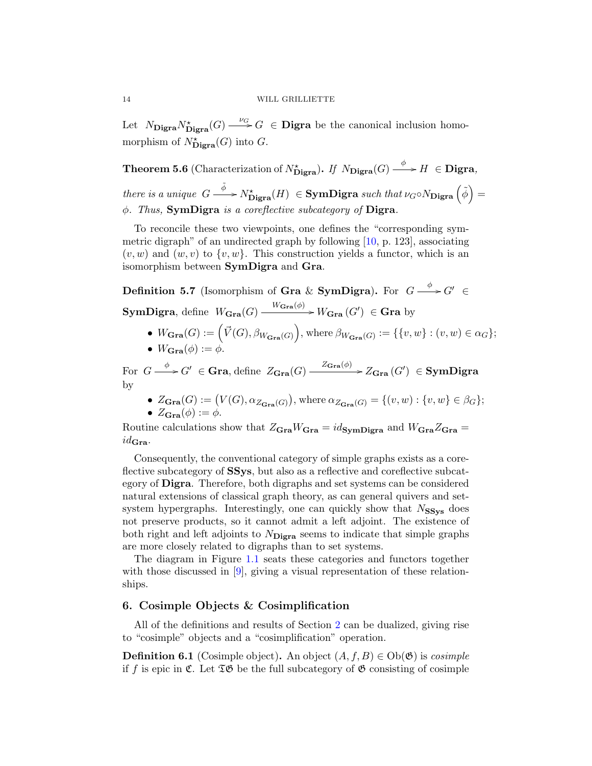Let $N_{\mathbf{Digra}}N^{\star}_{\mathbf{Digra}}(G) \xrightarrow{\nu_G} G \in \mathbf{Digra}$ be the canonical inclusion homomorphism of $N^{\star}_{\mathbf{Digra}}(G)$ into $G$.

**Theorem 5.6** (Characterization of $N^{\star}_{\mathbf{Digra}}$)**.** *If $N_{\mathbf{Digra}}(G) \xrightarrow{\phi} H \in \mathbf{Digra}$, there is a unique $G \xrightarrow{\tilde{\phi}} N^{\star}_{\mathbf{Digra}}(H) \in \mathbf{SymDigra}$ such that $\nu_G \circ N_{\mathbf{Digra}}\left(\tilde{\phi}\right) = \phi$. Thus,* **SymDigra** *is a coreflective subcategory of* **Digra***.*

To reconcile these two viewpoints, one defines the "corresponding symmetric digraph" of an undirected graph by following [10, p. 123], associating $(v, w)$ and $(w, v)$ to $\{v, w\}$. This construction yields a functor, which is an isomorphism between **SymDigra** and **Gra**.

**Definition 5.7** (Isomorphism of **Gra** & **SymDigra**)**.** For $G \xrightarrow{\phi} G' \in \mathbf{SymDigra}$, define $W_{\mathbf{Gra}}(G) \xrightarrow{W_{\mathbf{Gra}}(\phi)} W_{\mathbf{Gra}}(G') \in \mathbf{Gra}$ by

- $W_{\mathbf{Gra}}(G) := \left(\vec{V}(G), \beta_{W_{\mathbf{Gra}}(G)}\right)$, where $\beta_{W_{\mathbf{Gra}}(G)} := \{\{v, w\} : (v, w) \in \alpha_G\}$;
- $W_{\mathbf{Gra}}(\phi) := \phi$.

For $G \xrightarrow{\phi} G' \in \mathbf{Gra}$, define $Z_{\mathbf{Gra}}(G) \xrightarrow{Z_{\mathbf{Gra}}(\phi)} Z_{\mathbf{Gra}}(G') \in \mathbf{SymDigra}$ by

- $Z_{\mathbf{Gra}}(G) := \left(V(G), \alpha_{Z_{\mathbf{Gra}}(G)}\right)$, where $\alpha_{Z_{\mathbf{Gra}}(G)} = \{(v, w) : \{v, w\} \in \beta_G\}$;
- $Z_{\mathbf{Gra}}(\phi) := \phi$.

Routine calculations show that $Z_{\mathbf{Gra}}W_{\mathbf{Gra}} = id_{\mathbf{SymDigra}}$ and $W_{\mathbf{Gra}}Z_{\mathbf{Gra}} = id_{\mathbf{Gra}}$.

Consequently, the conventional category of simple graphs exists as a coreflective subcategory of **SSys**, but also as a reflective and coreflective subcategory of **Digra**. Therefore, both digraphs and set systems can be considered natural extensions of classical graph theory, as can general quivers and set-system hypergraphs. Interestingly, one can quickly show that $N_{\mathbf{SSys}}$ does not preserve products, so it cannot admit a left adjoint. The existence of both right and left adjoints to $N_{\mathbf{Digra}}$ seems to indicate that simple graphs are more closely related to digraphs than to set systems.

The diagram in Figure 1.1 seats these categories and functors together with those discussed in [9], giving a visual representation of these relationships.

## 6. Cosimple Objects & Cosimplification

All of the definitions and results of Section 2 can be dualized, giving rise to "cosimple" objects and a "cosimplification" operation.

**Definition 6.1** (Cosimple object)**.** An object $(A, f, B) \in \mathrm{Ob}(\mathfrak{G})$ is *cosimple* if $f$ is epic in $\mathfrak{C}$. Let $\mathfrak{T}\mathfrak{G}$ be the full subcategory of $\mathfrak{G}$ consisting of cosimple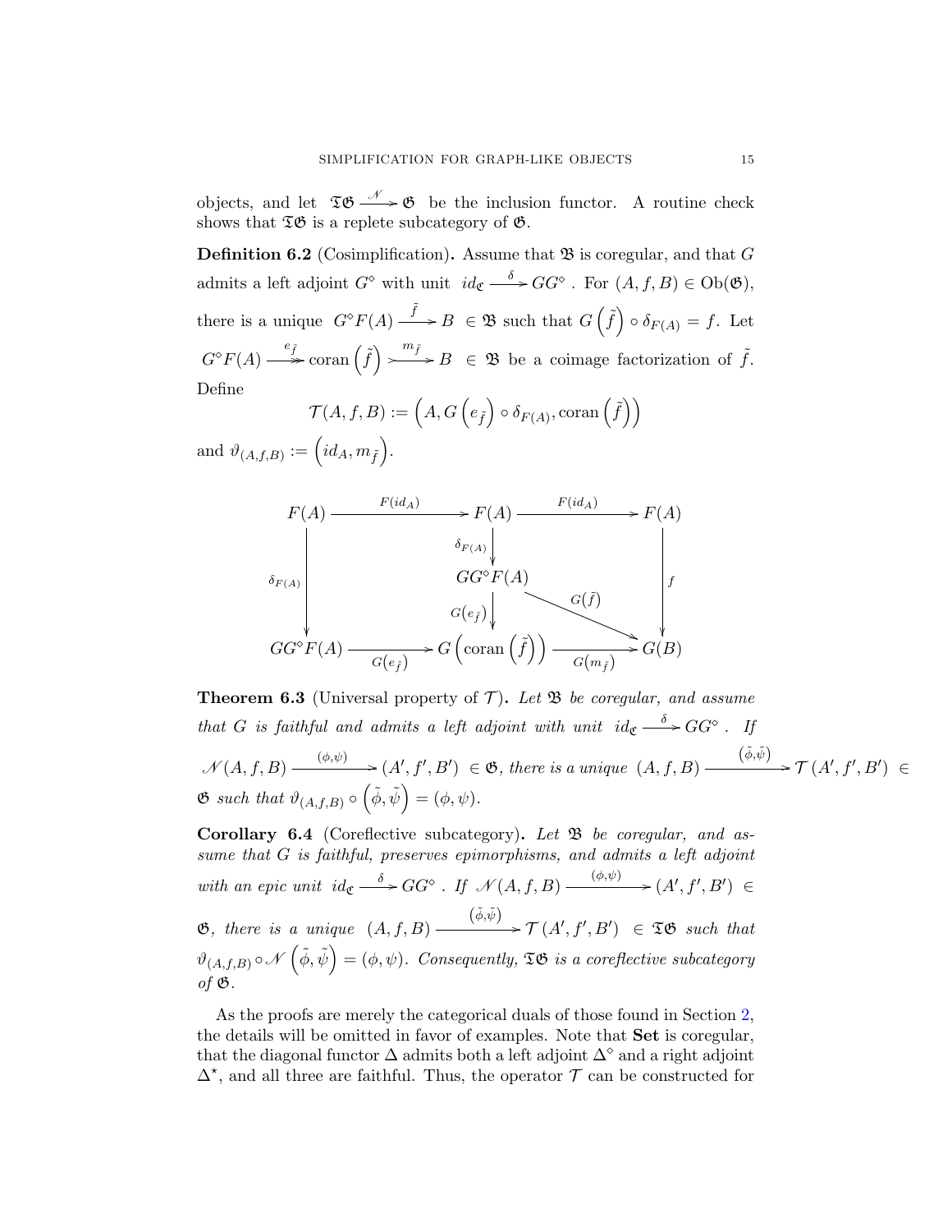objects, and let $\mathfrak{TG} \xrightarrow{\mathscr{N}} \mathfrak{G}$ be the inclusion functor. A routine check shows that $\mathfrak{TG}$ is a replete subcategory of $\mathfrak{G}$.

**Definition 6.2** (Cosimplification)**.** Assume that $\mathfrak{B}$ is coregular, and that $G$ admits a left adjoint $G^\diamond$ with unit $id_{\mathfrak{C}} \xrightarrow{\delta} GG^\diamond$. For $(A, f, B) \in \mathrm{Ob}(\mathfrak{G})$, there is a unique $G^\diamond F(A) \xrightarrow{\tilde{f}} B \in \mathfrak{B}$ such that $G\left(\tilde{f}\right) \circ \delta_{F(A)} = f$. Let $G^\diamond F(A) \xrightarrow{e_{\tilde{f}}} \mathrm{coran}\left(\tilde{f}\right) \xrightarrow{m_{\tilde{f}}} B \in \mathfrak{B}$ be a coimage factorization of $\tilde{f}$. Define

$$\mathcal{T}(A, f, B) := \left(A, G\left(e_{\tilde{f}}\right) \circ \delta_{F(A)}, \mathrm{coran}\left(\tilde{f}\right)\right)$$

and $\vartheta_{(A,f,B)} := \left(id_A, m_{\tilde{f}}\right)$.

$$\begin{array}{ccccc}
F(A) & \xrightarrow{F(id_A)} & F(A) & \xrightarrow{F(id_A)} & F(A) \\
\Big\downarrow{\scriptstyle \delta_{F(A)}} & & \Big\downarrow{\scriptstyle \delta_{F(A)}} & & \Big\downarrow{\scriptstyle f} \\
 & & GG^\diamond F(A) & \xrightarrow{G(\tilde{f})} & \\
 & & \Big\downarrow{\scriptstyle G(e_{\tilde{f}})} & & \\
GG^\diamond F(A) & \xrightarrow[G(e_{\tilde{f}})]{} & G\left(\mathrm{coran}\left(\tilde{f}\right)\right) & \xrightarrow[G(m_{\tilde{f}})]{} & G(B)
\end{array}$$

**Theorem 6.3** (Universal property of $\mathcal{T}$)**.** *Let $\mathfrak{B}$ be coregular, and assume that $G$ is faithful and admits a left adjoint with unit $id_{\mathfrak{C}} \xrightarrow{\delta} GG^\diamond$. If $\mathscr{N}(A, f, B) \xrightarrow{(\phi,\psi)} (A', f', B') \in \mathfrak{G}$, there is a unique $(A, f, B) \xrightarrow{(\tilde{\phi},\tilde{\psi})} \mathcal{T}(A', f', B') \in \mathfrak{G}$ such that $\vartheta_{(A,f,B)} \circ \left(\tilde{\phi}, \tilde{\psi}\right) = (\phi, \psi)$.*

**Corollary 6.4** (Coreflective subcategory)**.** *Let $\mathfrak{B}$ be coregular, and assume that $G$ is faithful, preserves epimorphisms, and admits a left adjoint with an epic unit $id_{\mathfrak{C}} \xrightarrow{\delta} GG^\diamond$. If $\mathscr{N}(A, f, B) \xrightarrow{(\phi,\psi)} (A', f', B') \in \mathfrak{G}$, there is a unique $(A, f, B) \xrightarrow{(\tilde{\phi},\tilde{\psi})} \mathcal{T}(A', f', B') \in \mathfrak{TG}$ such that $\vartheta_{(A,f,B)} \circ \mathscr{N}\left(\tilde{\phi}, \tilde{\psi}\right) = (\phi, \psi)$. Consequently, $\mathfrak{TG}$ is a coreflective subcategory of $\mathfrak{G}$.*

As the proofs are merely the categorical duals of those found in Section 2, the details will be omitted in favor of examples. Note that **Set** is coregular, that the diagonal functor $\Delta$ admits both a left adjoint $\Delta^\diamond$ and a right adjoint $\Delta^\star$, and all three are faithful. Thus, the operator $\mathcal{T}$ can be constructed for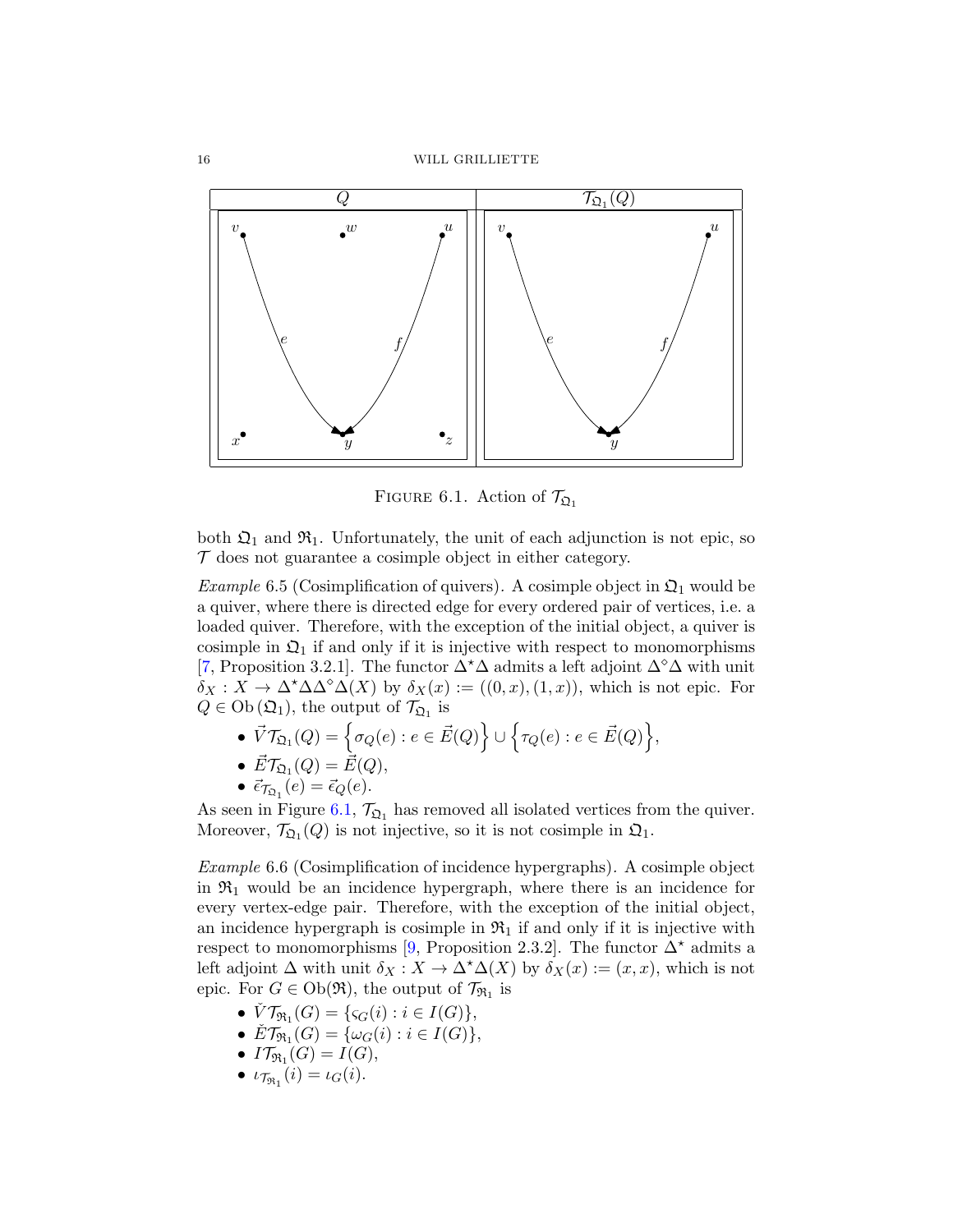FIGURE 6.1. Action of $\mathcal{T}_{\mathfrak{Q}_1}$

both $\mathfrak{Q}_1$ and $\mathfrak{R}_1$. Unfortunately, the unit of each adjunction is not epic, so $\mathcal{T}$ does not guarantee a cosimple object in either category.

*Example* 6.5 (Cosimplification of quivers). A cosimple object in $\mathfrak{Q}_1$ would be a quiver, where there is directed edge for every ordered pair of vertices, i.e. a loaded quiver. Therefore, with the exception of the initial object, a quiver is cosimple in $\mathfrak{Q}_1$ if and only if it is injective with respect to monomorphisms [7, Proposition 3.2.1]. The functor $\Delta^\star\Delta$ admits a left adjoint $\Delta^\diamond\Delta$ with unit $\delta_X : X \to \Delta^\star\Delta\Delta^\diamond\Delta(X)$ by $\delta_X(x) := ((0,x),(1,x))$, which is not epic. For $Q \in \mathrm{Ob}(\mathfrak{Q}_1)$, the output of $\mathcal{T}_{\mathfrak{Q}_1}$ is

- $\vec{V}\mathcal{T}_{\mathfrak{Q}_1}(Q) = \left\{\sigma_Q(e) : e \in \vec{E}(Q)\right\} \cup \left\{\tau_Q(e) : e \in \vec{E}(Q)\right\}$,
- $\vec{E}\mathcal{T}_{\mathfrak{Q}_1}(Q) = \vec{E}(Q)$,
- $\vec{\epsilon}_{\mathcal{T}_{\mathfrak{Q}_1}}(e) = \vec{\epsilon}_Q(e)$.

As seen in Figure 6.1, $\mathcal{T}_{\mathfrak{Q}_1}$ has removed all isolated vertices from the quiver. Moreover, $\mathcal{T}_{\mathfrak{Q}_1}(Q)$ is not injective, so it is not cosimple in $\mathfrak{Q}_1$.

*Example* 6.6 (Cosimplification of incidence hypergraphs). A cosimple object in $\mathfrak{R}_1$ would be an incidence hypergraph, where there is an incidence for every vertex-edge pair. Therefore, with the exception of the initial object, an incidence hypergraph is cosimple in $\mathfrak{R}_1$ if and only if it is injective with respect to monomorphisms [9, Proposition 2.3.2]. The functor $\Delta^\star$ admits a left adjoint $\Delta$ with unit $\delta_X : X \to \Delta^\star\Delta(X)$ by $\delta_X(x) := (x,x)$, which is not epic. For $G \in \mathrm{Ob}(\mathfrak{R})$, the output of $\mathcal{T}_{\mathfrak{R}_1}$ is

- $\check{V}\mathcal{T}_{\mathfrak{R}_1}(G) = \{\varsigma_G(i) : i \in I(G)\}$,
- $\check{E}\mathcal{T}_{\mathfrak{R}_1}(G) = \{\omega_G(i) : i \in I(G)\}$,
- $I\mathcal{T}_{\mathfrak{R}_1}(G) = I(G)$,
- $\iota_{\mathcal{T}_{\mathfrak{R}_1}}(i) = \iota_G(i)$.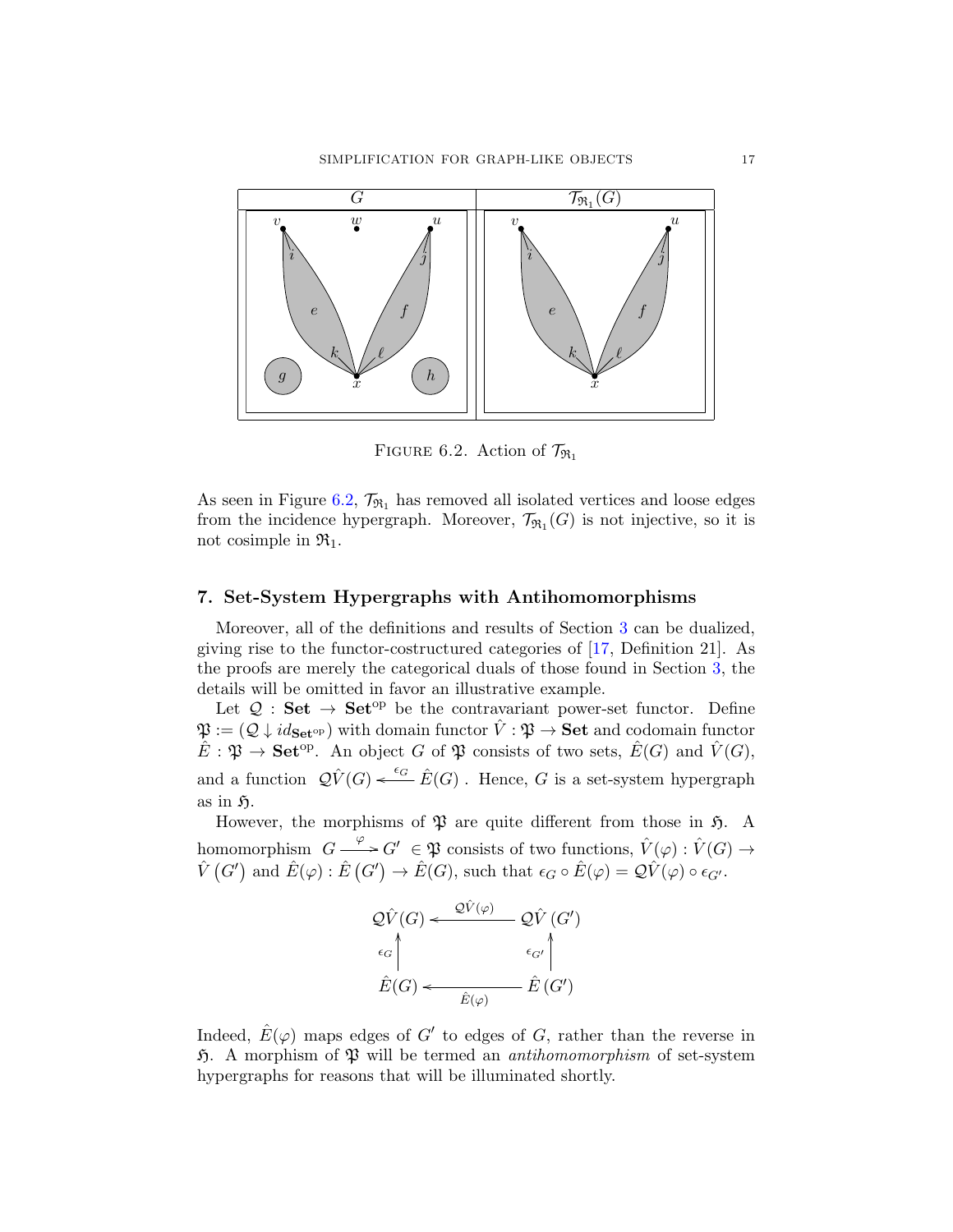FIGURE 6.2. Action of $\mathcal{T}_{\mathfrak{R}_1}$

As seen in Figure 6.2, $\mathcal{T}_{\mathfrak{R}_1}$ has removed all isolated vertices and loose edges from the incidence hypergraph. Moreover, $\mathcal{T}_{\mathfrak{R}_1}(G)$ is not injective, so it is not cosimple in $\mathfrak{R}_1$.

## 7. Set-System Hypergraphs with Antihomomorphisms

Moreover, all of the definitions and results of Section 3 can be dualized, giving rise to the functor-costructured categories of [17, Definition 21]. As the proofs are merely the categorical duals of those found in Section 3, the details will be omitted in favor an illustrative example.

Let $\mathcal{Q} : \mathbf{Set} \to \mathbf{Set}^{\mathrm{op}}$ be the contravariant power-set functor. Define $\mathfrak{P} := (\mathcal{Q} \downarrow id_{\mathbf{Set}^{\mathrm{op}}})$ with domain functor $\hat{V} : \mathfrak{P} \to \mathbf{Set}$ and codomain functor $\hat{E} : \mathfrak{P} \to \mathbf{Set}^{\mathrm{op}}$. An object $G$ of $\mathfrak{P}$ consists of two sets, $\hat{E}(G)$ and $\hat{V}(G)$, and a function $\mathcal{Q}\hat{V}(G) \xleftarrow{\epsilon_G} \hat{E}(G)$. Hence, $G$ is a set-system hypergraph as in $\mathfrak{H}$.

However, the morphisms of $\mathfrak{P}$ are quite different from those in $\mathfrak{H}$. A homomorphism $G \xrightarrow{\varphi} G' \in \mathfrak{P}$ consists of two functions, $\hat{V}(\varphi) : \hat{V}(G) \to \hat{V}(G')$ and $\hat{E}(\varphi) : \hat{E}(G') \to \hat{E}(G)$, such that $\epsilon_G \circ \hat{E}(\varphi) = \mathcal{Q}\hat{V}(\varphi) \circ \epsilon_{G'}$.

$$
\begin{array}{ccc}
\mathcal{Q}\hat{V}(G) & \xleftarrow{\mathcal{Q}\hat{V}(\varphi)} & \mathcal{Q}\hat{V}(G') \\
\uparrow{\scriptstyle \epsilon_G} & & \uparrow{\scriptstyle \epsilon_{G'}} \\
\hat{E}(G) & \xleftarrow[\hat{E}(\varphi)]{} & \hat{E}(G')
\end{array}
$$

Indeed, $\hat{E}(\varphi)$ maps edges of $G'$ to edges of $G$, rather than the reverse in $\mathfrak{H}$. A morphism of $\mathfrak{P}$ will be termed an *antihomomorphism* of set-system hypergraphs for reasons that will be illuminated shortly.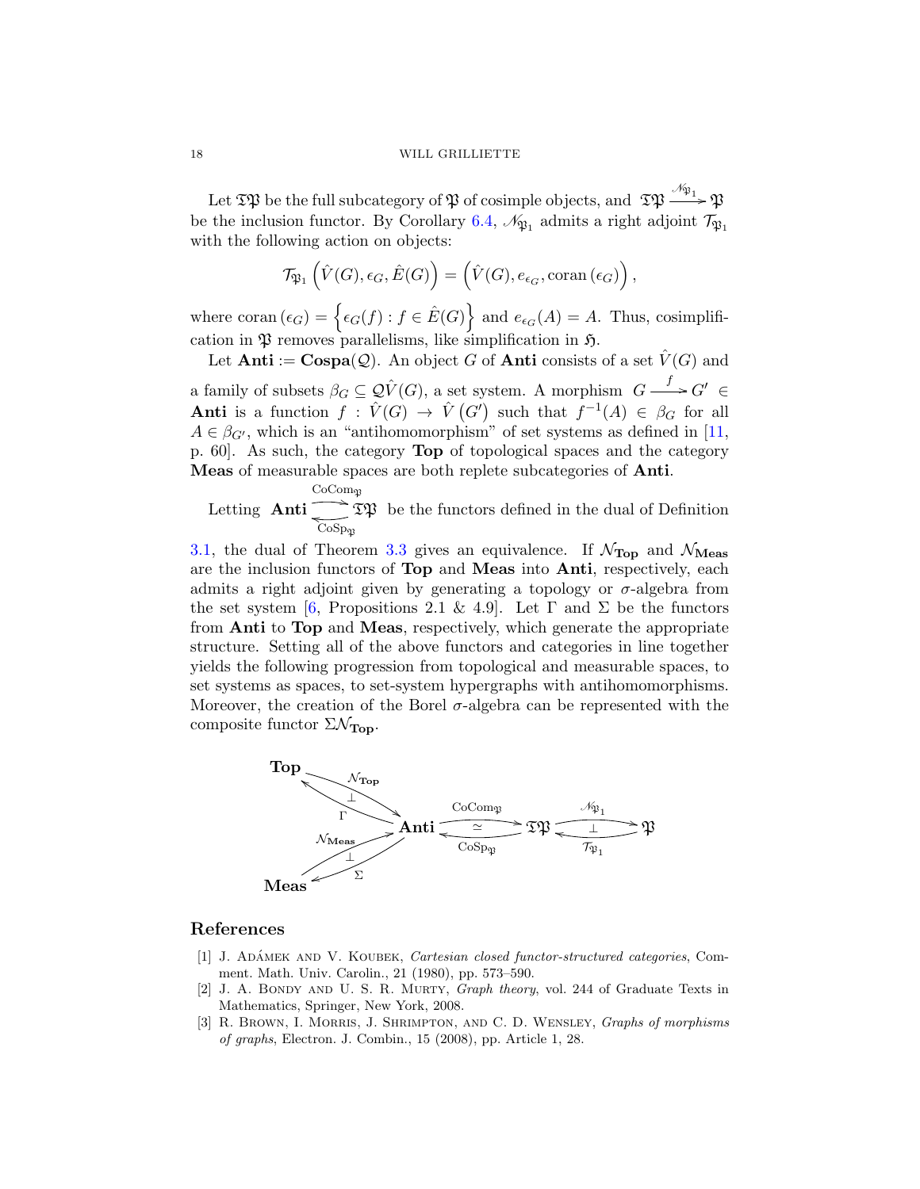Let $\mathfrak{TP}$ be the full subcategory of $\mathfrak{P}$ of cosimple objects, and $\mathfrak{TP} \xrightarrow{\mathscr{N}_{\mathfrak{P}_1}} \mathfrak{P}$ be the inclusion functor. By Corollary 6.4, $\mathscr{N}_{\mathfrak{P}_1}$ admits a right adjoint $\mathcal{T}_{\mathfrak{P}_1}$ with the following action on objects:

$$\mathcal{T}_{\mathfrak{P}_1}\left(\hat{V}(G), \epsilon_G, \hat{E}(G)\right) = \left(\hat{V}(G), e_{\epsilon_G}, \operatorname{coran}\left(\epsilon_G\right)\right),$$

where $\operatorname{coran}\left(\epsilon_G\right) = \left\{\epsilon_G(f) : f \in \hat{E}(G)\right\}$ and $e_{\epsilon_G}(A) = A$. Thus, cosimplification in $\mathfrak{P}$ removes parallelisms, like simplification in $\mathfrak{H}$.

Let $\mathbf{Anti} := \mathbf{Cospa}(\mathcal{Q})$. An object $G$ of $\mathbf{Anti}$ consists of a set $\hat{V}(G)$ and a family of subsets $\beta_G \subseteq \mathcal{Q}\hat{V}(G)$, a set system. A morphism $G \xrightarrow{f} G' \in \mathbf{Anti}$ is a function $f : \hat{V}(G) \to \hat{V}\left(G'\right)$ such that $f^{-1}(A) \in \beta_G$ for all $A \in \beta_{G'}$, which is an "antihomomorphism" of set systems as defined in [11, p. 60]. As such, the category $\mathbf{Top}$ of topological spaces and the category $\mathbf{Meas}$ of measurable spaces are both replete subcategories of $\mathbf{Anti}$.

Letting $\mathbf{Anti} \underset{\mathrm{CoSp}_{\mathfrak{P}}}{\overset{\mathrm{CoCom}_{\mathfrak{P}}}{\rightleftarrows}} \mathfrak{TP}$ be the functors defined in the dual of Definition 3.1, the dual of Theorem 3.3 gives an equivalence. If $\mathcal{N}_{\mathbf{Top}}$ and $\mathcal{N}_{\mathbf{Meas}}$ are the inclusion functors of $\mathbf{Top}$ and $\mathbf{Meas}$ into $\mathbf{Anti}$, respectively, each admits a right adjoint given by generating a topology or $\sigma$-algebra from the set system [6, Propositions 2.1 & 4.9]. Let $\Gamma$ and $\Sigma$ be the functors from $\mathbf{Anti}$ to $\mathbf{Top}$ and $\mathbf{Meas}$, respectively, which generate the appropriate structure. Setting all of the above functors and categories in line together yields the following progression from topological and measurable spaces, to set systems as spaces, to set-system hypergraphs with antihomomorphisms. Moreover, the creation of the Borel $\sigma$-algebra can be represented with the composite functor $\Sigma\mathcal{N}_{\mathbf{Top}}$.

$$\begin{array}{c}
\mathbf{Top} \underset{\Gamma}{\overset{\mathcal{N}_{\mathbf{Top}}}{\rightleftarrows}} \mathbf{Anti} \quad (\bot) \\
\mathbf{Meas} \underset{\Sigma}{\overset{\mathcal{N}_{\mathbf{Meas}}}{\rightleftarrows}} \mathbf{Anti} \quad (\bot) \\
\mathbf{Anti} \underset{\mathrm{CoSp}_{\mathfrak{P}}}{\overset{\mathrm{CoCom}_{\mathfrak{P}}}{\rightleftarrows}} \mathfrak{TP} \quad (\simeq) \qquad \mathfrak{TP} \underset{\mathcal{T}_{\mathfrak{P}_1}}{\overset{\mathscr{N}_{\mathfrak{P}_1}}{\rightleftarrows}} \mathfrak{P} \quad (\bot)
\end{array}$$

## References

[1] J. Adámek and V. Koubek, *Cartesian closed functor-structured categories*, Comment. Math. Univ. Carolin., 21 (1980), pp. 573–590.

[2] J. A. Bondy and U. S. R. Murty, *Graph theory*, vol. 244 of Graduate Texts in Mathematics, Springer, New York, 2008.

[3] R. Brown, I. Morris, J. Shrimpton, and C. D. Wensley, *Graphs of morphisms of graphs*, Electron. J. Combin., 15 (2008), pp. Article 1, 28.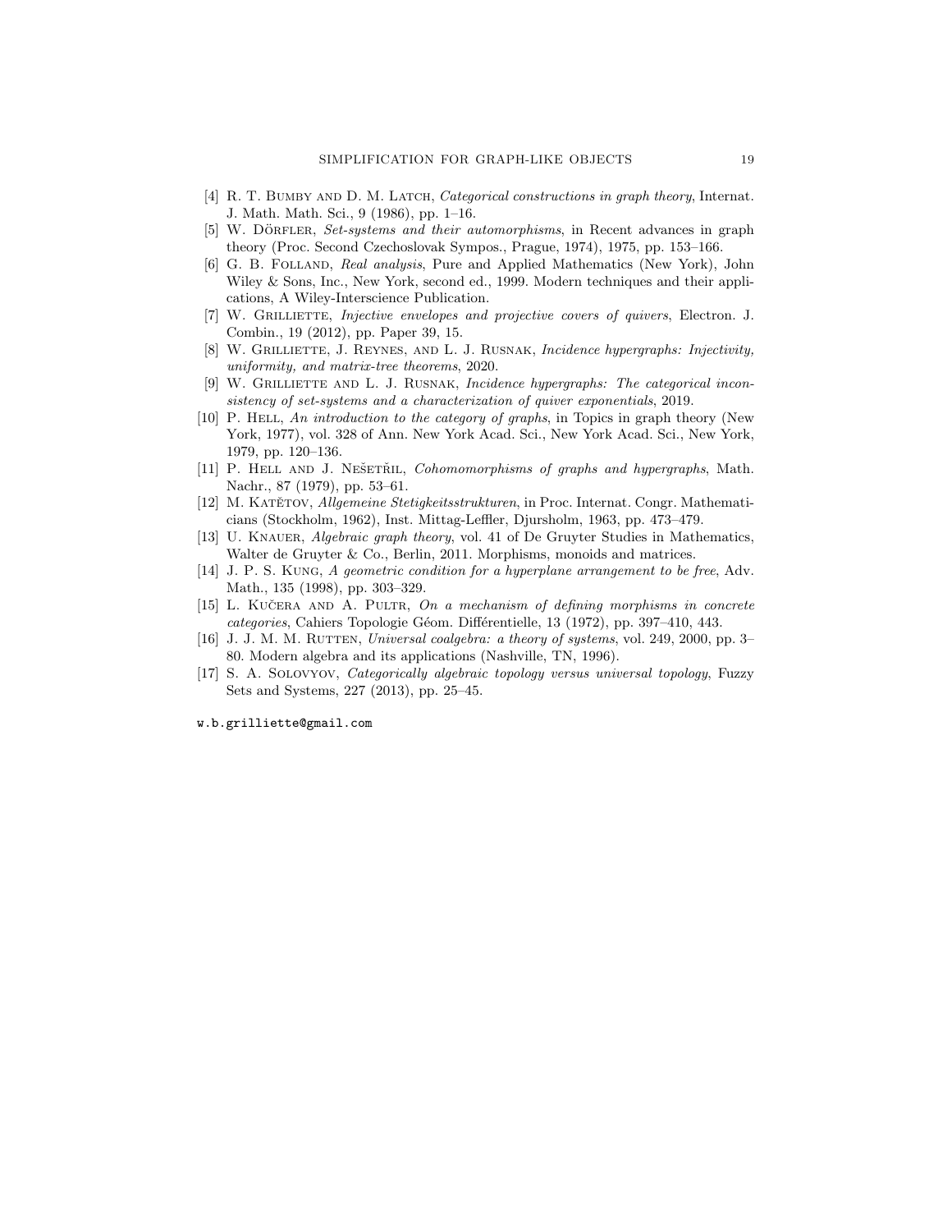[4] R. T. Bumby and D. M. Latch, *Categorical constructions in graph theory*, Internat. J. Math. Math. Sci., 9 (1986), pp. 1–16.

[5] W. Dörfler, *Set-systems and their automorphisms*, in Recent advances in graph theory (Proc. Second Czechoslovak Sympos., Prague, 1974), 1975, pp. 153–166.

[6] G. B. Folland, *Real analysis*, Pure and Applied Mathematics (New York), John Wiley & Sons, Inc., New York, second ed., 1999. Modern techniques and their applications, A Wiley-Interscience Publication.

[7] W. Grilliette, *Injective envelopes and projective covers of quivers*, Electron. J. Combin., 19 (2012), pp. Paper 39, 15.

[8] W. Grilliette, J. Reynes, and L. J. Rusnak, *Incidence hypergraphs: Injectivity, uniformity, and matrix-tree theorems*, 2020.

[9] W. Grilliette and L. J. Rusnak, *Incidence hypergraphs: The categorical inconsistency of set-systems and a characterization of quiver exponentials*, 2019.

[10] P. Hell, *An introduction to the category of graphs*, in Topics in graph theory (New York, 1977), vol. 328 of Ann. New York Acad. Sci., New York Acad. Sci., New York, 1979, pp. 120–136.

[11] P. Hell and J. Nešetřil, *Cohomomorphisms of graphs and hypergraphs*, Math. Nachr., 87 (1979), pp. 53–61.

[12] M. Katětov, *Allgemeine Stetigkeitsstrukturen*, in Proc. Internat. Congr. Mathematicians (Stockholm, 1962), Inst. Mittag-Leffler, Djursholm, 1963, pp. 473–479.

[13] U. Knauer, *Algebraic graph theory*, vol. 41 of De Gruyter Studies in Mathematics, Walter de Gruyter & Co., Berlin, 2011. Morphisms, monoids and matrices.

[14] J. P. S. Kung, *A geometric condition for a hyperplane arrangement to be free*, Adv. Math., 135 (1998), pp. 303–329.

[15] L. Kučera and A. Pultr, *On a mechanism of defining morphisms in concrete categories*, Cahiers Topologie Géom. Différentielle, 13 (1972), pp. 397–410, 443.

[16] J. J. M. M. Rutten, *Universal coalgebra: a theory of systems*, vol. 249, 2000, pp. 3–80. Modern algebra and its applications (Nashville, TN, 1996).

[17] S. A. Solovyov, *Categorically algebraic topology versus universal topology*, Fuzzy Sets and Systems, 227 (2013), pp. 25–45.

w.b.grilliette@gmail.com